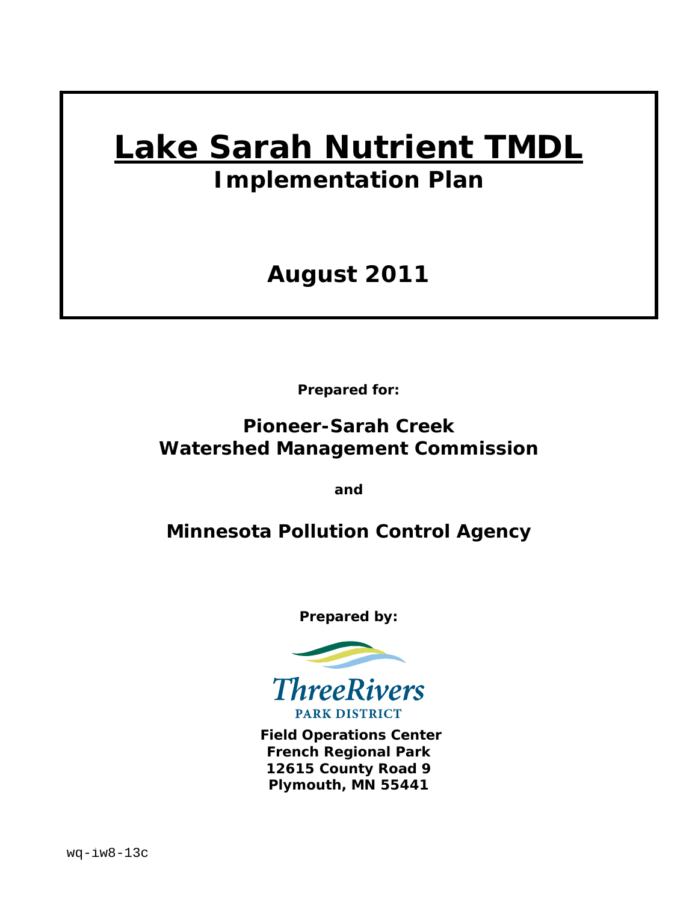# Lake Sarah Nutrient TMDL

## Implementation Plan

**August 2011**

**Prepared for:**

**Pioneer-Sarah Creek Watershed Management Commission**

**and**

**Minnesota Pollution Control Agency**

**Prepared by:**

ThreeRivers PARK DISTRICT

**Field Operations Center**
**French Regional Park**
**12615 County Road 9**
**Plymouth, MN 55441**

wq-iw8-13c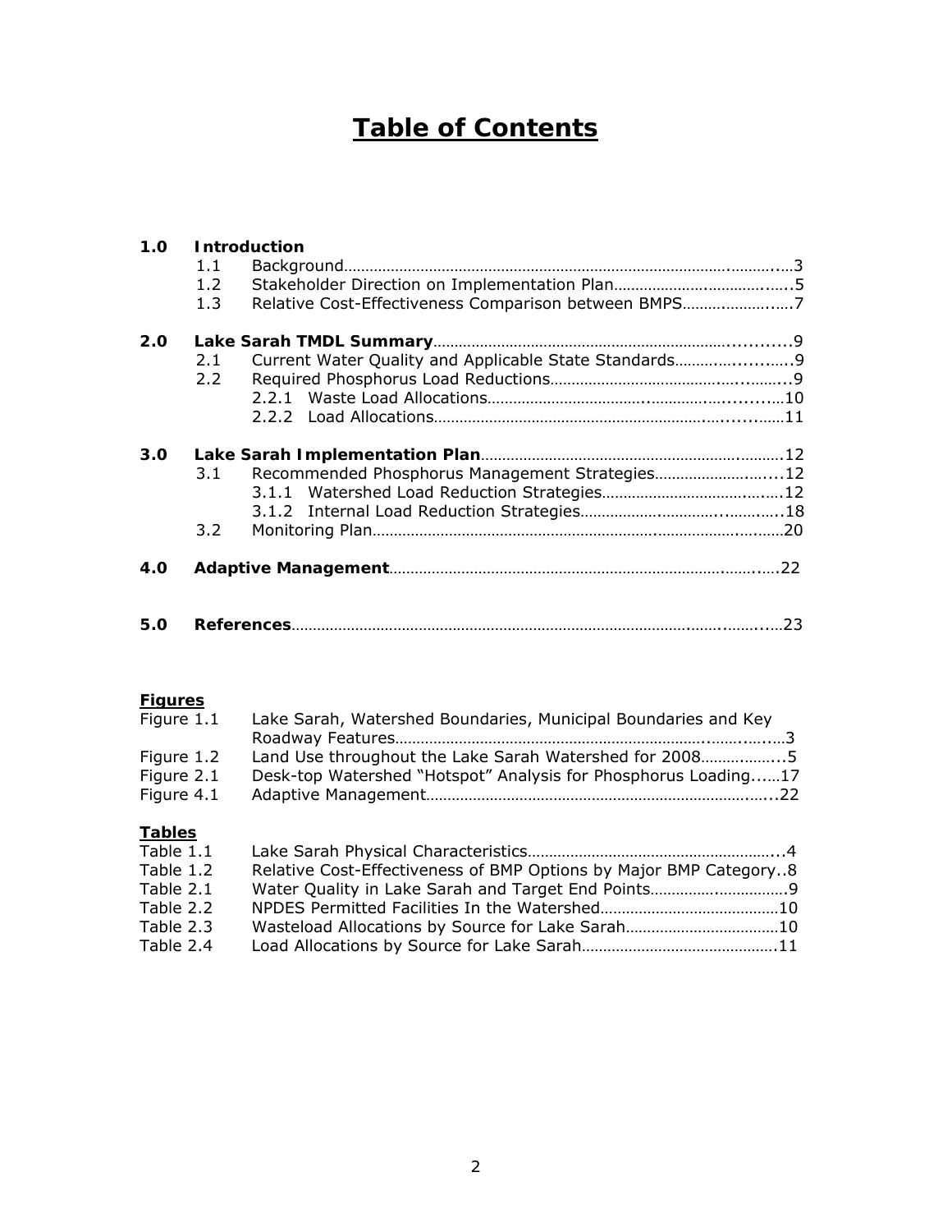# Table of Contents

**1.0 Introduction**

- 1.1 Background…3
- 1.2 Stakeholder Direction on Implementation Plan…5
- 1.3 Relative Cost-Effectiveness Comparison between BMPS…7

**2.0 Lake Sarah TMDL Summary**…9

- 2.1 Current Water Quality and Applicable State Standards…9
- 2.2 Required Phosphorus Load Reductions…9
  - 2.2.1 Waste Load Allocations…10
  - 2.2.2 Load Allocations…11

**3.0 Lake Sarah Implementation Plan**…12

- 3.1 Recommended Phosphorus Management Strategies…12
  - 3.1.1 Watershed Load Reduction Strategies…12
  - 3.1.2 Internal Load Reduction Strategies…18
- 3.2 Monitoring Plan…20

**4.0 Adaptive Management**…22

**5.0 References**…23

**Figures**

| | | |
|---|---|---|
| Figure 1.1 | Lake Sarah, Watershed Boundaries, Municipal Boundaries and Key Roadway Features | 3 |
| Figure 1.2 | Land Use throughout the Lake Sarah Watershed for 2008 | 5 |
| Figure 2.1 | Desk-top Watershed "Hotspot" Analysis for Phosphorus Loading | 17 |
| Figure 4.1 | Adaptive Management | 22 |

**Tables**

| | | |
|---|---|---|
| Table 1.1 | Lake Sarah Physical Characteristics | 4 |
| Table 1.2 | Relative Cost-Effectiveness of BMP Options by Major BMP Category | 8 |
| Table 2.1 | Water Quality in Lake Sarah and Target End Points | 9 |
| Table 2.2 | NPDES Permitted Facilities In the Watershed | 10 |
| Table 2.3 | Wasteload Allocations by Source for Lake Sarah | 10 |
| Table 2.4 | Load Allocations by Source for Lake Sarah | 11 |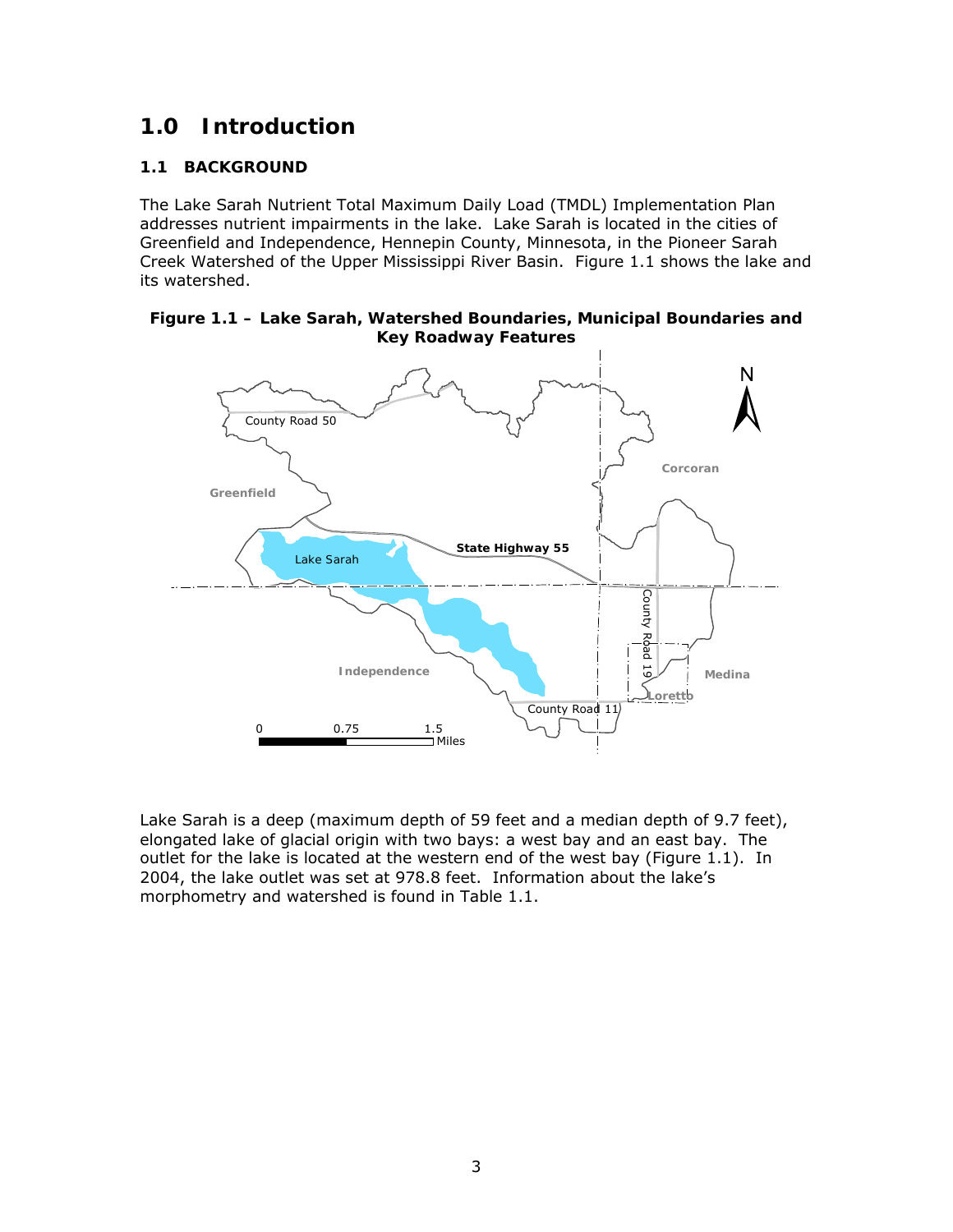# 1.0 Introduction

## 1.1 BACKGROUND

The Lake Sarah Nutrient Total Maximum Daily Load (TMDL) Implementation Plan addresses nutrient impairments in the lake. Lake Sarah is located in the cities of Greenfield and Independence, Hennepin County, Minnesota, in the Pioneer Sarah Creek Watershed of the Upper Mississippi River Basin. Figure 1.1 shows the lake and its watershed.

**Figure 1.1 – Lake Sarah, Watershed Boundaries, Municipal Boundaries and Key Roadway Features**

Lake Sarah is a deep (maximum depth of 59 feet and a median depth of 9.7 feet), elongated lake of glacial origin with two bays: a west bay and an east bay. The outlet for the lake is located at the western end of the west bay (Figure 1.1). In 2004, the lake outlet was set at 978.8 feet. Information about the lake's morphometry and watershed is found in Table 1.1.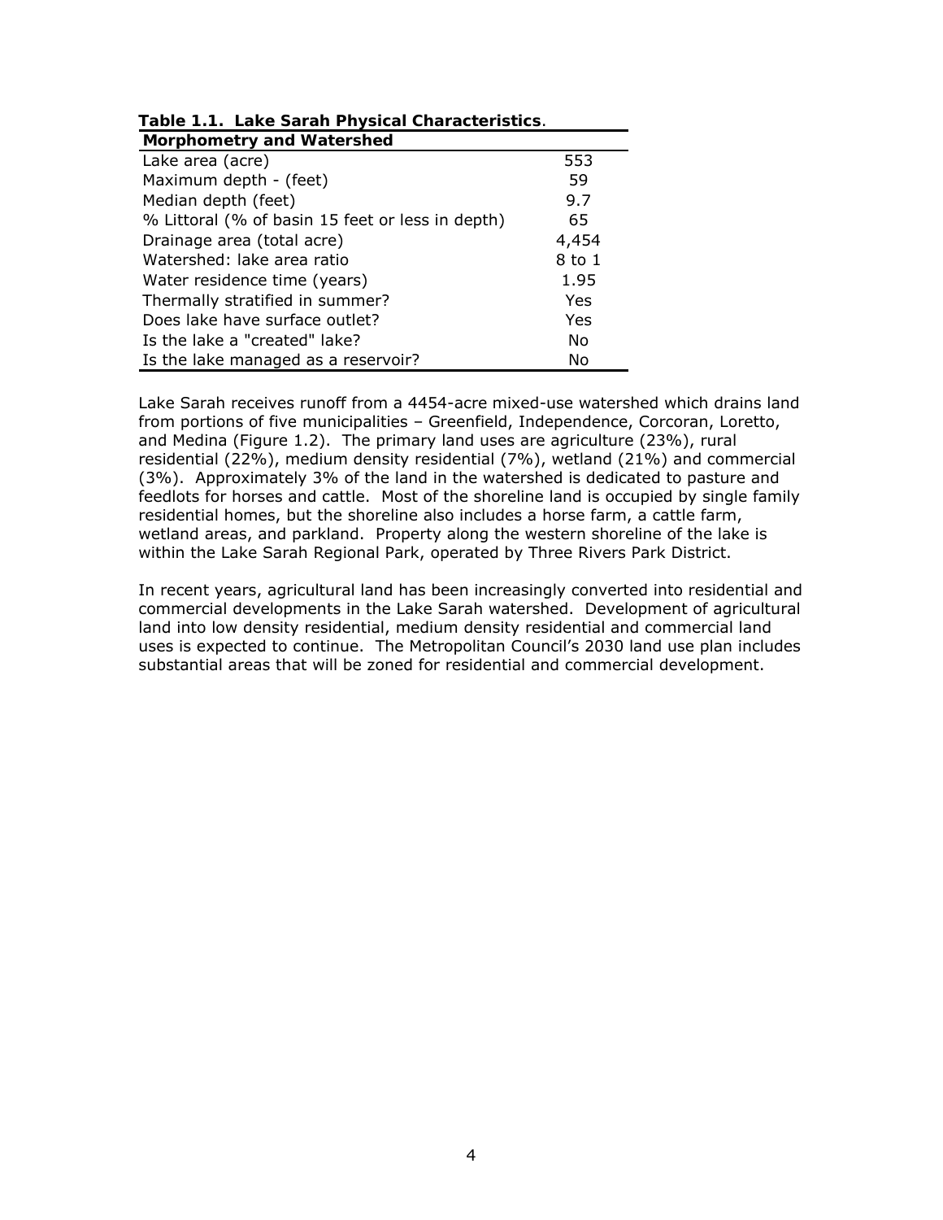**Table 1.1. Lake Sarah Physical Characteristics**.

| **Morphometry and Watershed** | |
|---|---|
| Lake area (acre) | 553 |
| Maximum depth - (feet) | 59 |
| Median depth (feet) | 9.7 |
| % Littoral (% of basin 15 feet or less in depth) | 65 |
| Drainage area (total acre) | 4,454 |
| Watershed: lake area ratio | 8 to 1 |
| Water residence time (years) | 1.95 |
| Thermally stratified in summer? | Yes |
| Does lake have surface outlet? | Yes |
| Is the lake a "created" lake? | No |
| Is the lake managed as a reservoir? | No |

Lake Sarah receives runoff from a 4454-acre mixed-use watershed which drains land from portions of five municipalities – Greenfield, Independence, Corcoran, Loretto, and Medina (Figure 1.2). The primary land uses are agriculture (23%), rural residential (22%), medium density residential (7%), wetland (21%) and commercial (3%). Approximately 3% of the land in the watershed is dedicated to pasture and feedlots for horses and cattle. Most of the shoreline land is occupied by single family residential homes, but the shoreline also includes a horse farm, a cattle farm, wetland areas, and parkland. Property along the western shoreline of the lake is within the Lake Sarah Regional Park, operated by Three Rivers Park District.

In recent years, agricultural land has been increasingly converted into residential and commercial developments in the Lake Sarah watershed. Development of agricultural land into low density residential, medium density residential and commercial land uses is expected to continue. The Metropolitan Council's 2030 land use plan includes substantial areas that will be zoned for residential and commercial development.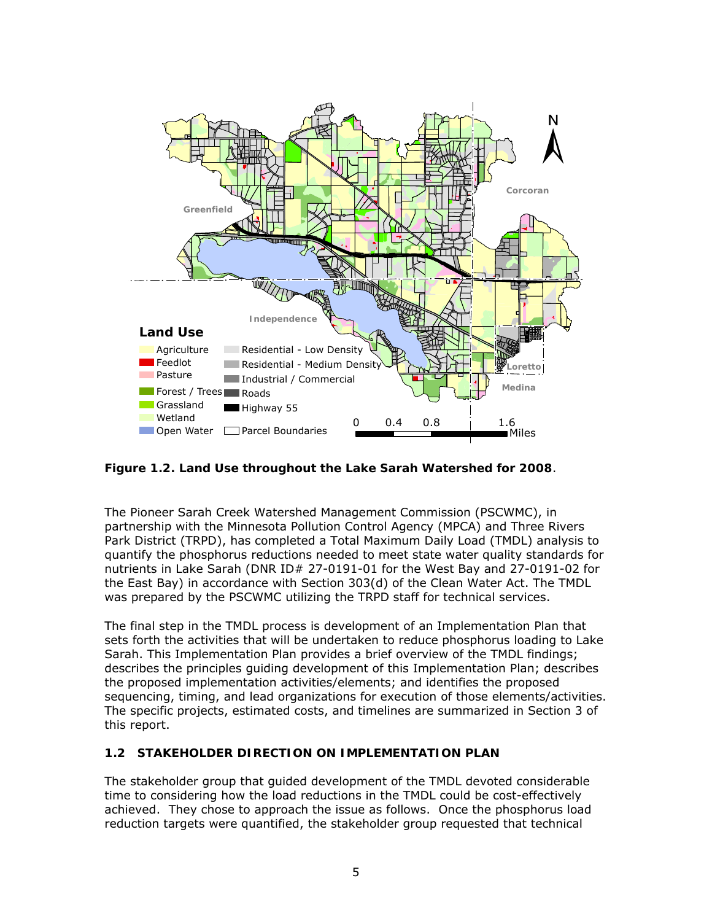**Figure 1.2. Land Use throughout the Lake Sarah Watershed for 2008**.

The Pioneer Sarah Creek Watershed Management Commission (PSCWMC), in partnership with the Minnesota Pollution Control Agency (MPCA) and Three Rivers Park District (TRPD), has completed a Total Maximum Daily Load (TMDL) analysis to quantify the phosphorus reductions needed to meet state water quality standards for nutrients in Lake Sarah (DNR ID# 27-0191-01 for the West Bay and 27-0191-02 for the East Bay) in accordance with Section 303(d) of the Clean Water Act. The TMDL was prepared by the PSCWMC utilizing the TRPD staff for technical services.

The final step in the TMDL process is development of an Implementation Plan that sets forth the activities that will be undertaken to reduce phosphorus loading to Lake Sarah. This Implementation Plan provides a brief overview of the TMDL findings; describes the principles guiding development of this Implementation Plan; describes the proposed implementation activities/elements; and identifies the proposed sequencing, timing, and lead organizations for execution of those elements/activities. The specific projects, estimated costs, and timelines are summarized in Section 3 of this report.

### 1.2 STAKEHOLDER DIRECTION ON IMPLEMENTATION PLAN

The stakeholder group that guided development of the TMDL devoted considerable time to considering how the load reductions in the TMDL could be cost-effectively achieved. They chose to approach the issue as follows. Once the phosphorus load reduction targets were quantified, the stakeholder group requested that technical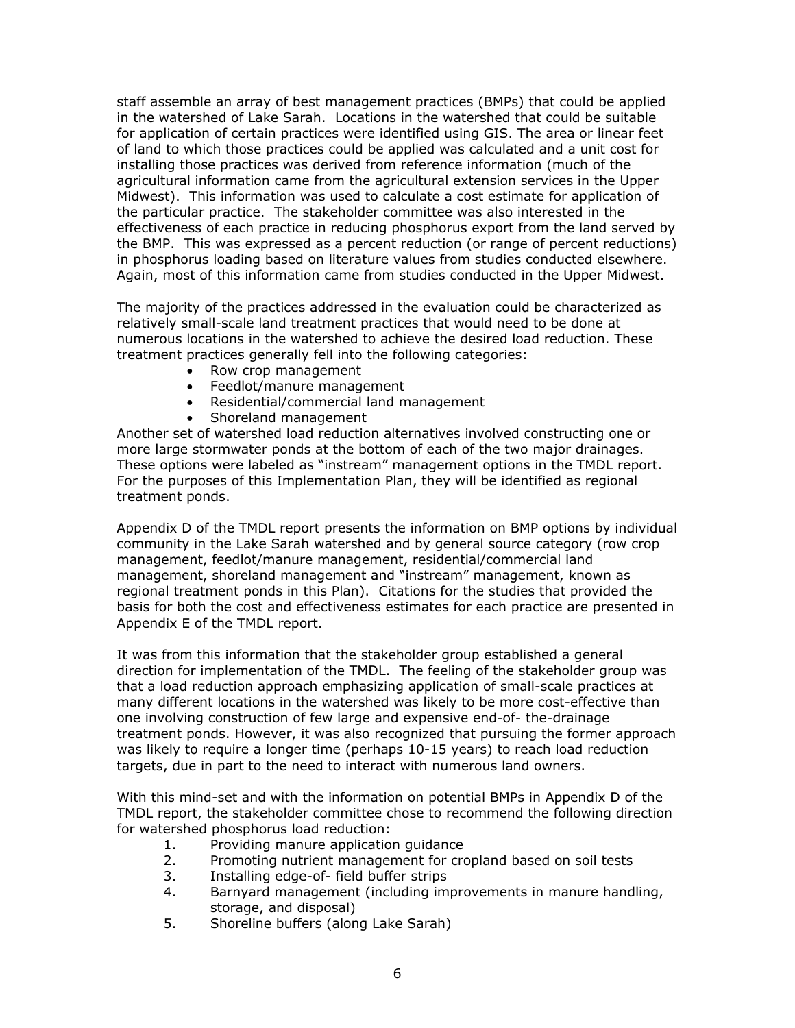staff assemble an array of best management practices (BMPs) that could be applied in the watershed of Lake Sarah. Locations in the watershed that could be suitable for application of certain practices were identified using GIS. The area or linear feet of land to which those practices could be applied was calculated and a unit cost for installing those practices was derived from reference information (much of the agricultural information came from the agricultural extension services in the Upper Midwest). This information was used to calculate a cost estimate for application of the particular practice. The stakeholder committee was also interested in the effectiveness of each practice in reducing phosphorus export from the land served by the BMP. This was expressed as a percent reduction (or range of percent reductions) in phosphorus loading based on literature values from studies conducted elsewhere. Again, most of this information came from studies conducted in the Upper Midwest.

The majority of the practices addressed in the evaluation could be characterized as relatively small-scale land treatment practices that would need to be done at numerous locations in the watershed to achieve the desired load reduction. These treatment practices generally fell into the following categories:

- Row crop management
- Feedlot/manure management
- Residential/commercial land management
- Shoreland management

Another set of watershed load reduction alternatives involved constructing one or more large stormwater ponds at the bottom of each of the two major drainages. These options were labeled as "instream" management options in the TMDL report. For the purposes of this Implementation Plan, they will be identified as regional treatment ponds.

Appendix D of the TMDL report presents the information on BMP options by individual community in the Lake Sarah watershed and by general source category (row crop management, feedlot/manure management, residential/commercial land management, shoreland management and "instream" management, known as regional treatment ponds in this Plan). Citations for the studies that provided the basis for both the cost and effectiveness estimates for each practice are presented in Appendix E of the TMDL report.

It was from this information that the stakeholder group established a general direction for implementation of the TMDL. The feeling of the stakeholder group was that a load reduction approach emphasizing application of small-scale practices at many different locations in the watershed was likely to be more cost-effective than one involving construction of few large and expensive end-of- the-drainage treatment ponds. However, it was also recognized that pursuing the former approach was likely to require a longer time (perhaps 10-15 years) to reach load reduction targets, due in part to the need to interact with numerous land owners.

With this mind-set and with the information on potential BMPs in Appendix D of the TMDL report, the stakeholder committee chose to recommend the following direction for watershed phosphorus load reduction:

1. Providing manure application guidance
2. Promoting nutrient management for cropland based on soil tests
3. Installing edge-of- field buffer strips
4. Barnyard management (including improvements in manure handling, storage, and disposal)
5. Shoreline buffers (along Lake Sarah)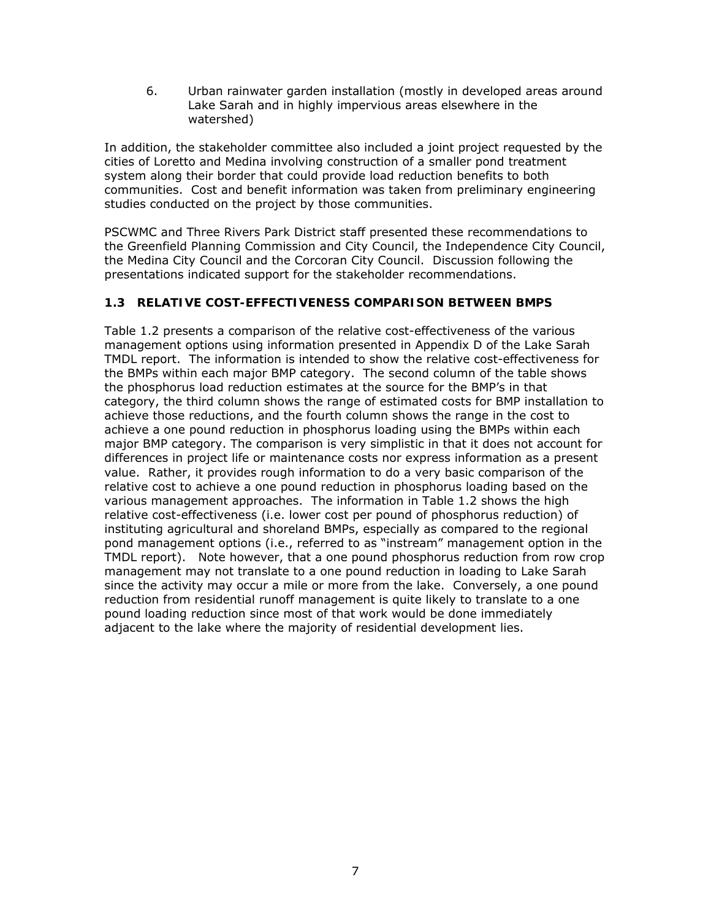6. Urban rainwater garden installation (mostly in developed areas around Lake Sarah and in highly impervious areas elsewhere in the watershed)

In addition, the stakeholder committee also included a joint project requested by the cities of Loretto and Medina involving construction of a smaller pond treatment system along their border that could provide load reduction benefits to both communities. Cost and benefit information was taken from preliminary engineering studies conducted on the project by those communities.

PSCWMC and Three Rivers Park District staff presented these recommendations to the Greenfield Planning Commission and City Council, the Independence City Council, the Medina City Council and the Corcoran City Council. Discussion following the presentations indicated support for the stakeholder recommendations.

### 1.3 RELATIVE COST-EFFECTIVENESS COMPARISON BETWEEN BMPS

Table 1.2 presents a comparison of the relative cost-effectiveness of the various management options using information presented in Appendix D of the Lake Sarah TMDL report. The information is intended to show the relative cost-effectiveness for the BMPs within each major BMP category. The second column of the table shows the phosphorus load reduction estimates at the source for the BMP's in that category, the third column shows the range of estimated costs for BMP installation to achieve those reductions, and the fourth column shows the range in the cost to achieve a one pound reduction in phosphorus loading using the BMPs within each major BMP category. The comparison is very simplistic in that it does not account for differences in project life or maintenance costs nor express information as a present value. Rather, it provides rough information to do a very basic comparison of the relative cost to achieve a one pound reduction in phosphorus loading based on the various management approaches. The information in Table 1.2 shows the high relative cost-effectiveness (i.e. lower cost per pound of phosphorus reduction) of instituting agricultural and shoreland BMPs, especially as compared to the regional pond management options (i.e., referred to as "instream" management option in the TMDL report). Note however, that a one pound phosphorus reduction from row crop management may not translate to a one pound reduction in loading to Lake Sarah since the activity may occur a mile or more from the lake. Conversely, a one pound reduction from residential runoff management is quite likely to translate to a one pound loading reduction since most of that work would be done immediately adjacent to the lake where the majority of residential development lies.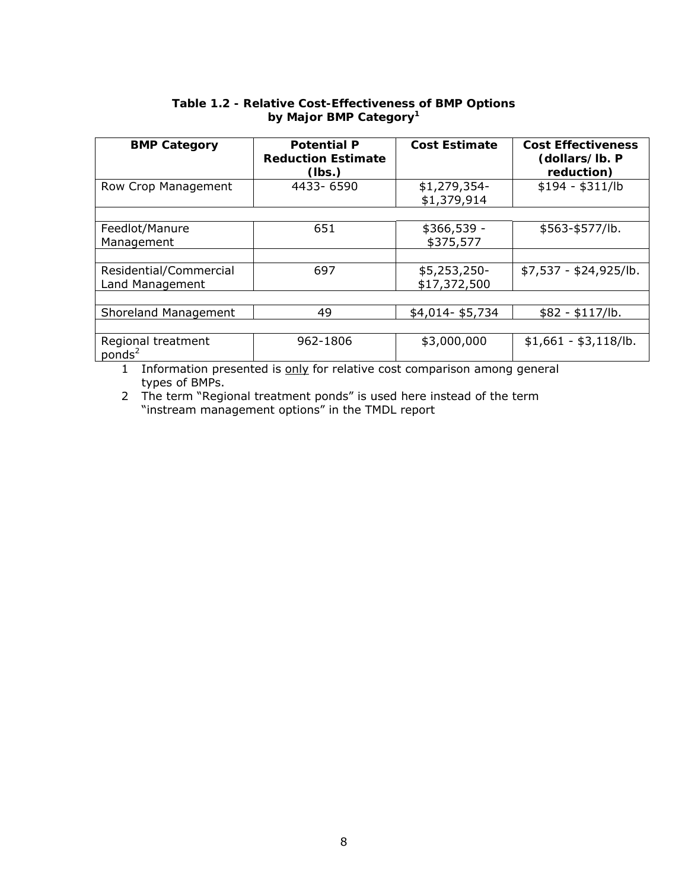**Table 1.2 - Relative Cost-Effectiveness of BMP Options by Major BMP Category[1]**

| BMP Category | Potential P Reduction Estimate (lbs.) | Cost Estimate | Cost Effectiveness (dollars/ lb. P reduction) |
|---|---|---|---|
| Row Crop Management | 4433- 6590 | $1,279,354- $1,379,914 | $194 - $311/lb |
| Feedlot/Manure Management | 651 | $366,539 - $375,577 | $563-$577/lb. |
| Residential/Commercial Land Management | 697 | $5,253,250- $17,372,500 | $7,537 - $24,925/lb. |
| Shoreland Management | 49 | $4,014- $5,734 | $82 - $117/lb. |
| Regional treatment ponds[2] | 962-1806 | $3,000,000 | $1,661 - $3,118/lb. |

1 Information presented is only for relative cost comparison among general types of BMPs.

2 The term "Regional treatment ponds" is used here instead of the term "instream management options" in the TMDL report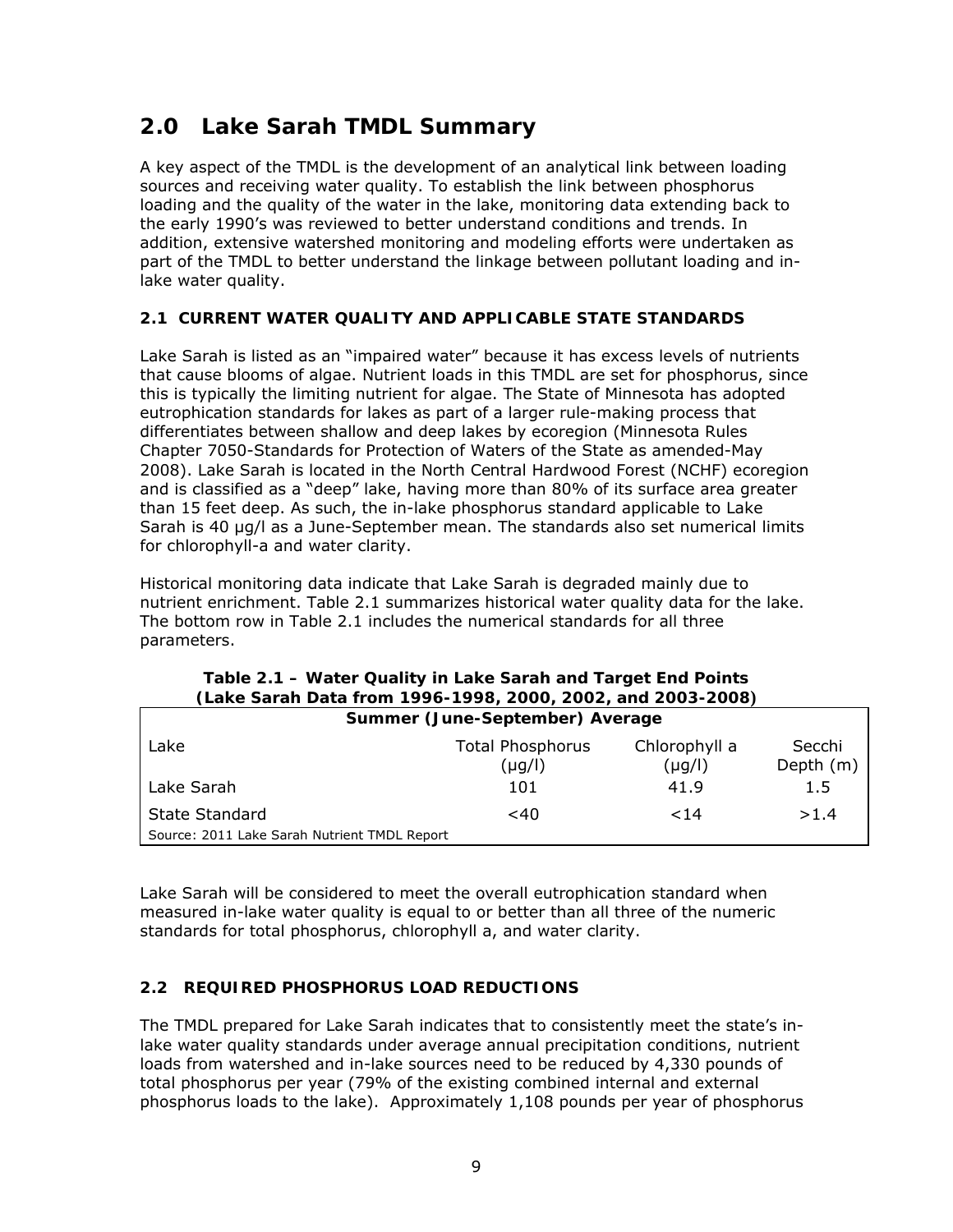# 2.0 Lake Sarah TMDL Summary

A key aspect of the TMDL is the development of an analytical link between loading sources and receiving water quality. To establish the link between phosphorus loading and the quality of the water in the lake, monitoring data extending back to the early 1990's was reviewed to better understand conditions and trends. In addition, extensive watershed monitoring and modeling efforts were undertaken as part of the TMDL to better understand the linkage between pollutant loading and in-lake water quality.

### 2.1 CURRENT WATER QUALITY AND APPLICABLE STATE STANDARDS

Lake Sarah is listed as an "impaired water" because it has excess levels of nutrients that cause blooms of algae. Nutrient loads in this TMDL are set for phosphorus, since this is typically the limiting nutrient for algae. The State of Minnesota has adopted eutrophication standards for lakes as part of a larger rule-making process that differentiates between shallow and deep lakes by ecoregion (Minnesota Rules Chapter 7050-Standards for Protection of Waters of the State as amended-May 2008). Lake Sarah is located in the North Central Hardwood Forest (NCHF) ecoregion and is classified as a "deep" lake, having more than 80% of its surface area greater than 15 feet deep. As such, the in-lake phosphorus standard applicable to Lake Sarah is 40 µg/l as a June-September mean. The standards also set numerical limits for chlorophyll-a and water clarity.

Historical monitoring data indicate that Lake Sarah is degraded mainly due to nutrient enrichment. Table 2.1 summarizes historical water quality data for the lake. The bottom row in Table 2.1 includes the numerical standards for all three parameters.

**Table 2.1 – Water Quality in Lake Sarah and Target End Points (Lake Sarah Data from 1996-1998, 2000, 2002, and 2003-2008)**

| Summer (June-September) Average | | | |
|---|---|---|---|
| Lake | Total Phosphorus (µg/l) | Chlorophyll a (µg/l) | Secchi Depth (m) |
| Lake Sarah | 101 | 41.9 | 1.5 |
| State Standard | <40 | <14 | >1.4 |
| Source: 2011 Lake Sarah Nutrient TMDL Report | | | |

Lake Sarah will be considered to meet the overall eutrophication standard when measured in-lake water quality is equal to or better than all three of the numeric standards for total phosphorus, chlorophyll a, and water clarity.

### 2.2 REQUIRED PHOSPHORUS LOAD REDUCTIONS

The TMDL prepared for Lake Sarah indicates that to consistently meet the state's in-lake water quality standards under average annual precipitation conditions, nutrient loads from watershed and in-lake sources need to be reduced by 4,330 pounds of total phosphorus per year (79% of the existing combined internal and external phosphorus loads to the lake). Approximately 1,108 pounds per year of phosphorus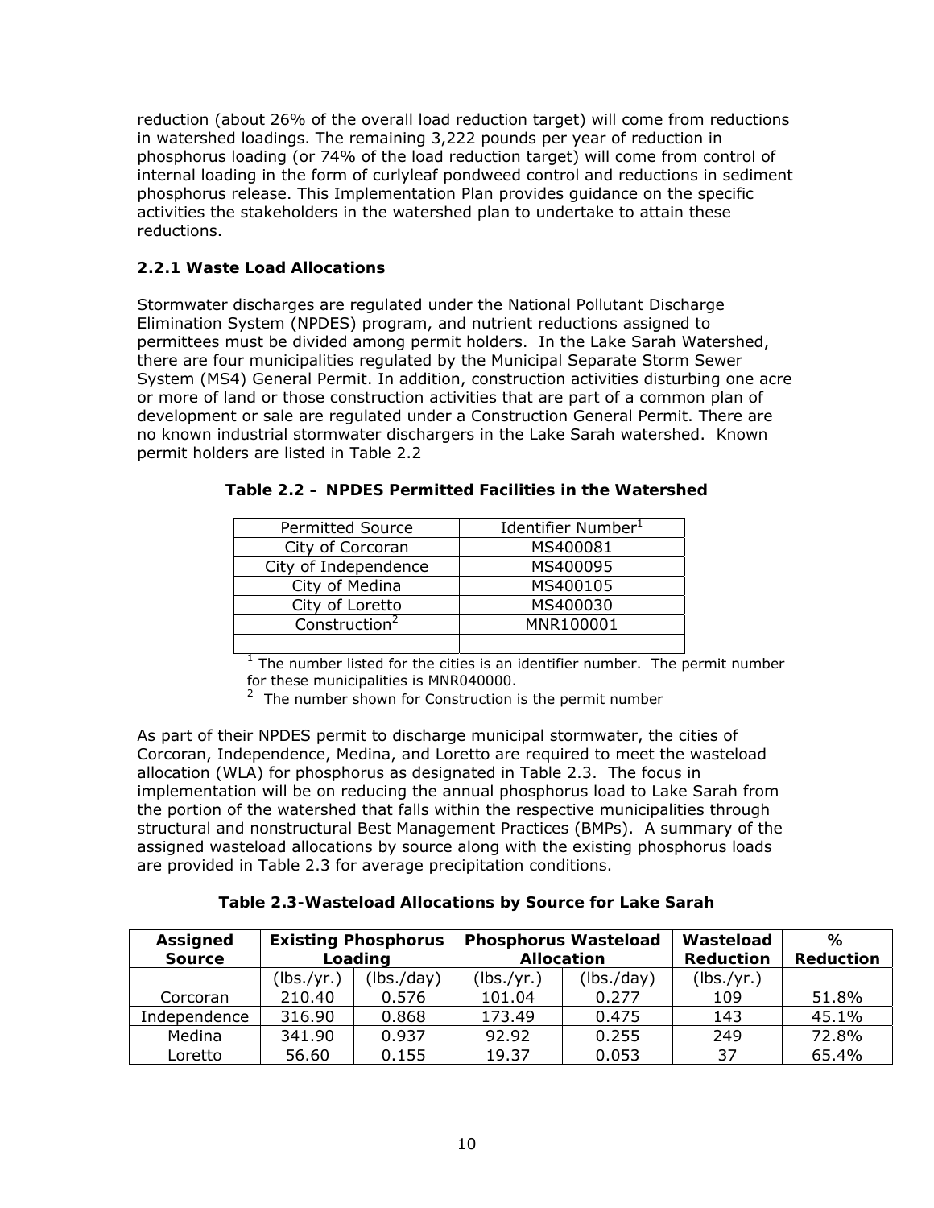reduction (about 26% of the overall load reduction target) will come from reductions in watershed loadings. The remaining 3,222 pounds per year of reduction in phosphorus loading (or 74% of the load reduction target) will come from control of internal loading in the form of curlyleaf pondweed control and reductions in sediment phosphorus release. This Implementation Plan provides guidance on the specific activities the stakeholders in the watershed plan to undertake to attain these reductions.

### 2.2.1 Waste Load Allocations

Stormwater discharges are regulated under the National Pollutant Discharge Elimination System (NPDES) program, and nutrient reductions assigned to permittees must be divided among permit holders. In the Lake Sarah Watershed, there are four municipalities regulated by the Municipal Separate Storm Sewer System (MS4) General Permit. In addition, construction activities disturbing one acre or more of land or those construction activities that are part of a common plan of development or sale are regulated under a Construction General Permit. There are no known industrial stormwater dischargers in the Lake Sarah watershed. Known permit holders are listed in Table 2.2

**Table 2.2 – NPDES Permitted Facilities in the Watershed**

| Permitted Source | Identifier Number[1] |
|---|---|
| City of Corcoran | MS400081 |
| City of Independence | MS400095 |
| City of Medina | MS400105 |
| City of Loretto | MS400030 |
| Construction[2] | MNR100001 |
| | |

[1] The number listed for the cities is an identifier number. The permit number for these municipalities is MNR040000.

[2] The number shown for Construction is the permit number

As part of their NPDES permit to discharge municipal stormwater, the cities of Corcoran, Independence, Medina, and Loretto are required to meet the wasteload allocation (WLA) for phosphorus as designated in Table 2.3. The focus in implementation will be on reducing the annual phosphorus load to Lake Sarah from the portion of the watershed that falls within the respective municipalities through structural and nonstructural Best Management Practices (BMPs). A summary of the assigned wasteload allocations by source along with the existing phosphorus loads are provided in Table 2.3 for average precipitation conditions.

**Table 2.3-Wasteload Allocations by Source for Lake Sarah**

| Assigned Source | Existing Phosphorus Loading | | Phosphorus Wasteload Allocation | | Wasteload Reduction | % Reduction |
|---|---|---|---|---|---|---|
| | (lbs./yr.) | (lbs./day) | (lbs./yr.) | (lbs./day) | (lbs./yr.) | |
| Corcoran | 210.40 | 0.576 | 101.04 | 0.277 | 109 | 51.8% |
| Independence | 316.90 | 0.868 | 173.49 | 0.475 | 143 | 45.1% |
| Medina | 341.90 | 0.937 | 92.92 | 0.255 | 249 | 72.8% |
| Loretto | 56.60 | 0.155 | 19.37 | 0.053 | 37 | 65.4% |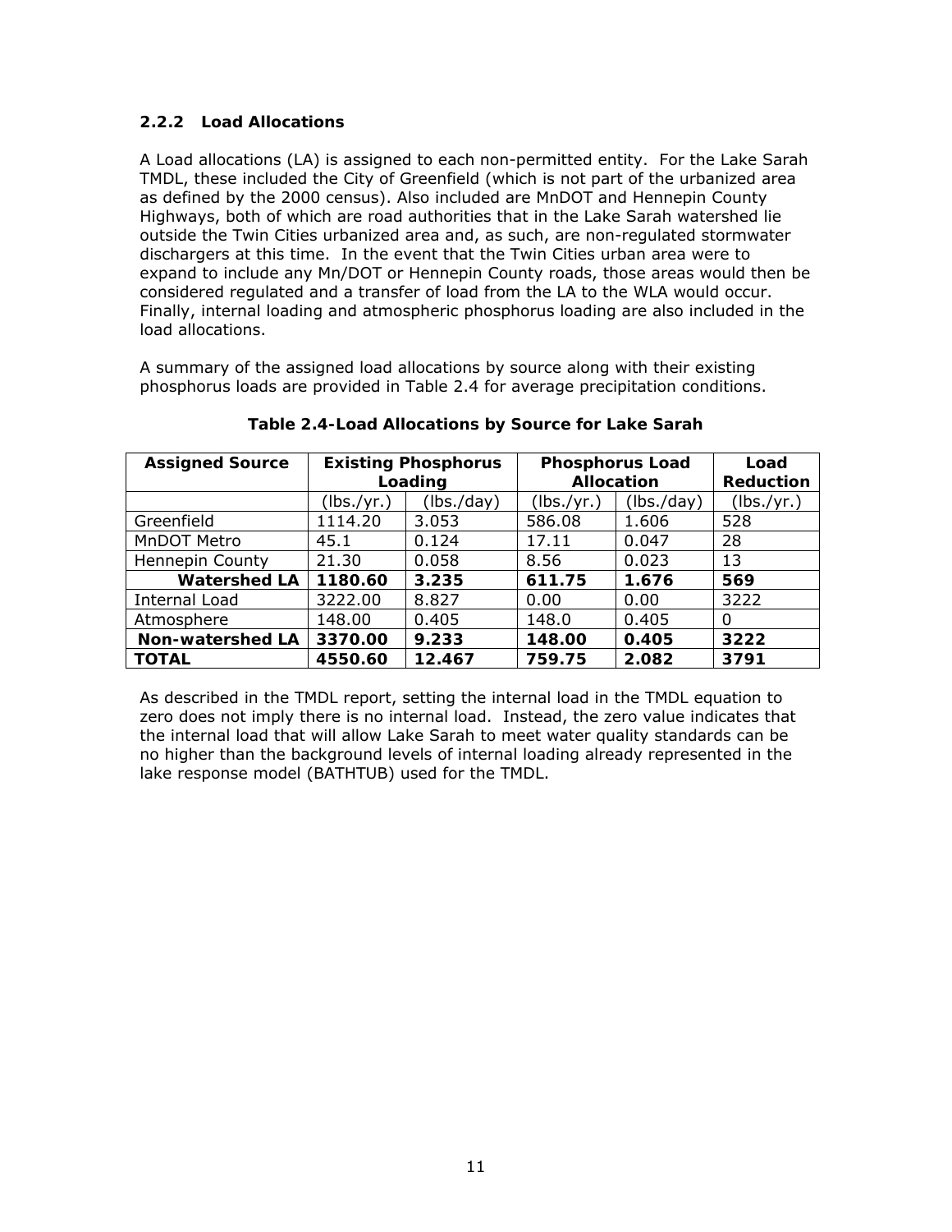### 2.2.2 Load Allocations

A Load allocations (LA) is assigned to each non-permitted entity. For the Lake Sarah TMDL, these included the City of Greenfield (which is not part of the urbanized area as defined by the 2000 census). Also included are MnDOT and Hennepin County Highways, both of which are road authorities that in the Lake Sarah watershed lie outside the Twin Cities urbanized area and, as such, are non-regulated stormwater dischargers at this time. In the event that the Twin Cities urban area were to expand to include any Mn/DOT or Hennepin County roads, those areas would then be considered regulated and a transfer of load from the LA to the WLA would occur. Finally, internal loading and atmospheric phosphorus loading are also included in the load allocations.

A summary of the assigned load allocations by source along with their existing phosphorus loads are provided in Table 2.4 for average precipitation conditions.

**Table 2.4-Load Allocations by Source for Lake Sarah**

| Assigned Source | Existing Phosphorus Loading | | Phosphorus Load Allocation | | Load Reduction |
|---|---|---|---|---|---|
| | (lbs./yr.) | (lbs./day) | (lbs./yr.) | (lbs./day) | (lbs./yr.) |
| Greenfield | 1114.20 | 3.053 | 586.08 | 1.606 | 528 |
| MnDOT Metro | 45.1 | 0.124 | 17.11 | 0.047 | 28 |
| Hennepin County | 21.30 | 0.058 | 8.56 | 0.023 | 13 |
| **Watershed LA** | **1180.60** | **3.235** | **611.75** | **1.676** | **569** |
| Internal Load | 3222.00 | 8.827 | 0.00 | 0.00 | 3222 |
| Atmosphere | 148.00 | 0.405 | 148.0 | 0.405 | 0 |
| **Non-watershed LA** | **3370.00** | **9.233** | **148.00** | **0.405** | **3222** |
| **TOTAL** | **4550.60** | **12.467** | **759.75** | **2.082** | **3791** |

As described in the TMDL report, setting the internal load in the TMDL equation to zero does not imply there is no internal load. Instead, the zero value indicates that the internal load that will allow Lake Sarah to meet water quality standards can be no higher than the background levels of internal loading already represented in the lake response model (BATHTUB) used for the TMDL.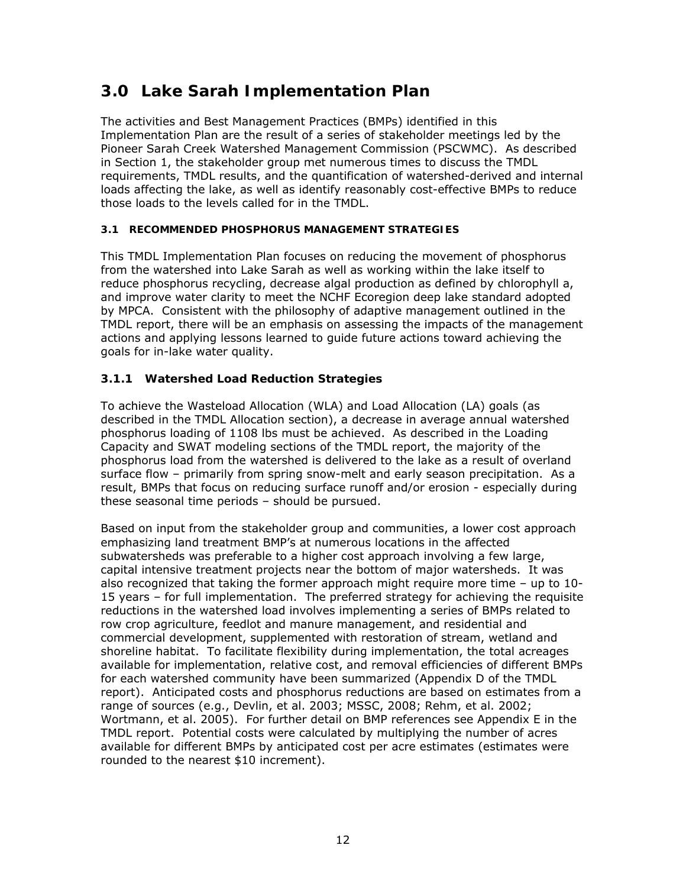# 3.0 Lake Sarah Implementation Plan

The activities and Best Management Practices (BMPs) identified in this Implementation Plan are the result of a series of stakeholder meetings led by the Pioneer Sarah Creek Watershed Management Commission (PSCWMC). As described in Section 1, the stakeholder group met numerous times to discuss the TMDL requirements, TMDL results, and the quantification of watershed-derived and internal loads affecting the lake, as well as identify reasonably cost-effective BMPs to reduce those loads to the levels called for in the TMDL.

## 3.1 RECOMMENDED PHOSPHORUS MANAGEMENT STRATEGIES

This TMDL Implementation Plan focuses on reducing the movement of phosphorus from the watershed into Lake Sarah as well as working within the lake itself to reduce phosphorus recycling, decrease algal production as defined by chlorophyll a, and improve water clarity to meet the NCHF Ecoregion deep lake standard adopted by MPCA. Consistent with the philosophy of adaptive management outlined in the TMDL report, there will be an emphasis on assessing the impacts of the management actions and applying lessons learned to guide future actions toward achieving the goals for in-lake water quality.

### 3.1.1 Watershed Load Reduction Strategies

To achieve the Wasteload Allocation (WLA) and Load Allocation (LA) goals (as described in the TMDL Allocation section), a decrease in average annual watershed phosphorus loading of 1108 lbs must be achieved. As described in the Loading Capacity and SWAT modeling sections of the TMDL report, the majority of the phosphorus load from the watershed is delivered to the lake as a result of overland surface flow – primarily from spring snow-melt and early season precipitation. As a result, BMPs that focus on reducing surface runoff and/or erosion - especially during these seasonal time periods – should be pursued.

Based on input from the stakeholder group and communities, a lower cost approach emphasizing land treatment BMP's at numerous locations in the affected subwatersheds was preferable to a higher cost approach involving a few large, capital intensive treatment projects near the bottom of major watersheds. It was also recognized that taking the former approach might require more time – up to 10-15 years – for full implementation. The preferred strategy for achieving the requisite reductions in the watershed load involves implementing a series of BMPs related to row crop agriculture, feedlot and manure management, and residential and commercial development, supplemented with restoration of stream, wetland and shoreline habitat. To facilitate flexibility during implementation, the total acreages available for implementation, relative cost, and removal efficiencies of different BMPs for each watershed community have been summarized (Appendix D of the TMDL report). Anticipated costs and phosphorus reductions are based on estimates from a range of sources (e.g., Devlin, et al. 2003; MSSC, 2008; Rehm, et al. 2002; Wortmann, et al. 2005). For further detail on BMP references see Appendix E in the TMDL report. Potential costs were calculated by multiplying the number of acres available for different BMPs by anticipated cost per acre estimates (estimates were rounded to the nearest $10 increment).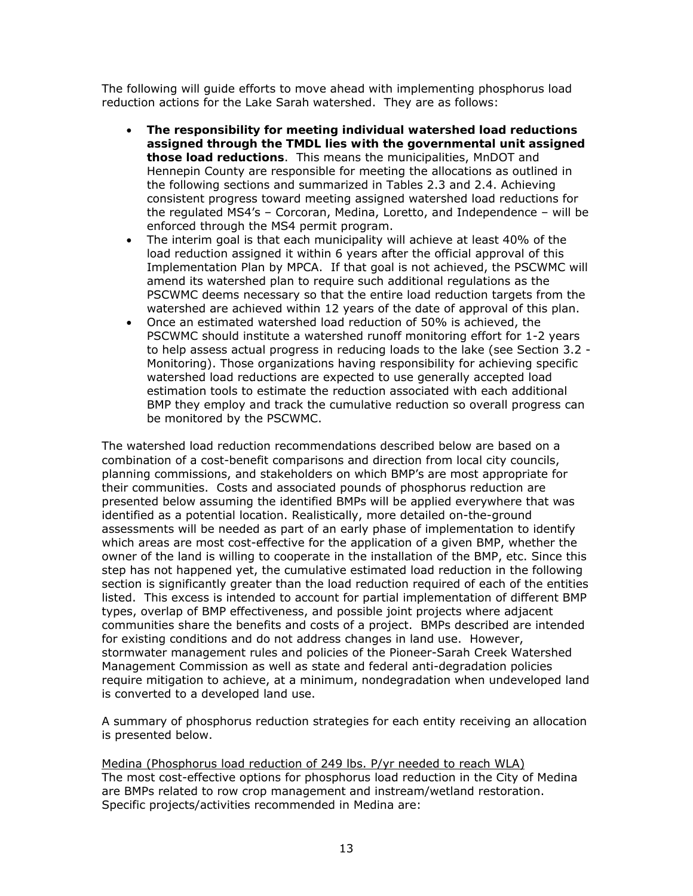The following will guide efforts to move ahead with implementing phosphorus load reduction actions for the Lake Sarah watershed. They are as follows:

- **The responsibility for meeting individual watershed load reductions assigned through the TMDL lies with the governmental unit assigned those load reductions**. This means the municipalities, MnDOT and Hennepin County are responsible for meeting the allocations as outlined in the following sections and summarized in Tables 2.3 and 2.4. Achieving consistent progress toward meeting assigned watershed load reductions for the regulated MS4's – Corcoran, Medina, Loretto, and Independence – will be enforced through the MS4 permit program.
- The interim goal is that each municipality will achieve at least 40% of the load reduction assigned it within 6 years after the official approval of this Implementation Plan by MPCA. If that goal is not achieved, the PSCWMC will amend its watershed plan to require such additional regulations as the PSCWMC deems necessary so that the entire load reduction targets from the watershed are achieved within 12 years of the date of approval of this plan.
- Once an estimated watershed load reduction of 50% is achieved, the PSCWMC should institute a watershed runoff monitoring effort for 1-2 years to help assess actual progress in reducing loads to the lake (see Section 3.2 - Monitoring). Those organizations having responsibility for achieving specific watershed load reductions are expected to use generally accepted load estimation tools to estimate the reduction associated with each additional BMP they employ and track the cumulative reduction so overall progress can be monitored by the PSCWMC.

The watershed load reduction recommendations described below are based on a combination of a cost-benefit comparisons and direction from local city councils, planning commissions, and stakeholders on which BMP's are most appropriate for their communities. Costs and associated pounds of phosphorus reduction are presented below assuming the identified BMPs will be applied everywhere that was identified as a potential location. Realistically, more detailed on-the-ground assessments will be needed as part of an early phase of implementation to identify which areas are most cost-effective for the application of a given BMP, whether the owner of the land is willing to cooperate in the installation of the BMP, etc. Since this step has not happened yet, the cumulative estimated load reduction in the following section is significantly greater than the load reduction required of each of the entities listed. This excess is intended to account for partial implementation of different BMP types, overlap of BMP effectiveness, and possible joint projects where adjacent communities share the benefits and costs of a project. BMPs described are intended for existing conditions and do not address changes in land use. However, stormwater management rules and policies of the Pioneer-Sarah Creek Watershed Management Commission as well as state and federal anti-degradation policies require mitigation to achieve, at a minimum, nondegradation when undeveloped land is converted to a developed land use.

A summary of phosphorus reduction strategies for each entity receiving an allocation is presented below.

<u>Medina (Phosphorus load reduction of 249 lbs. P/yr needed to reach WLA)</u>
The most cost-effective options for phosphorus load reduction in the City of Medina are BMPs related to row crop management and instream/wetland restoration. Specific projects/activities recommended in Medina are: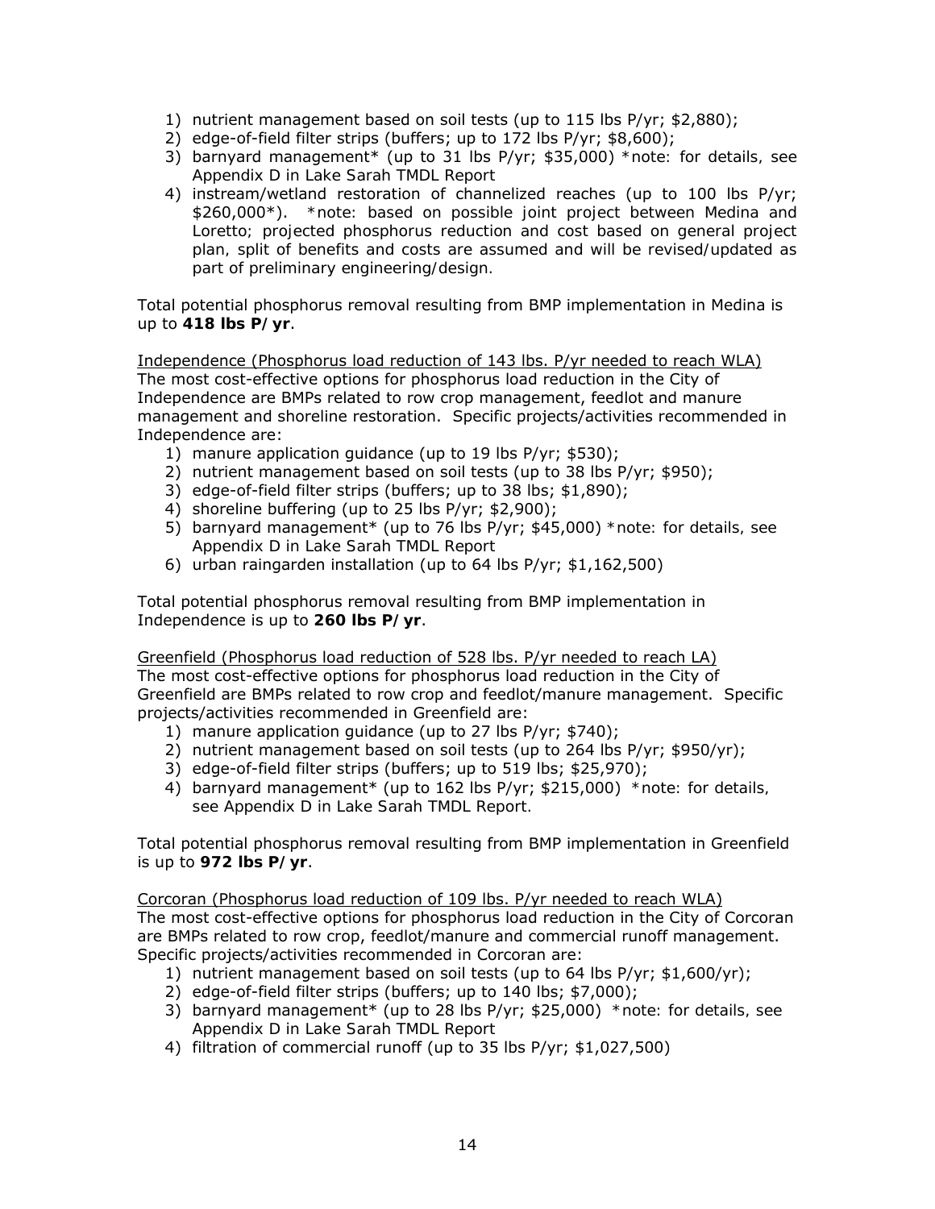1) nutrient management based on soil tests (up to 115 lbs P/yr; $2,880);
2) edge-of-field filter strips (buffers; up to 172 lbs P/yr; $8,600);
3) barnyard management* (up to 31 lbs P/yr; $35,000) *note: for details, see Appendix D in Lake Sarah TMDL Report
4) instream/wetland restoration of channelized reaches (up to 100 lbs P/yr; $260,000*). *note: based on possible joint project between Medina and Loretto; projected phosphorus reduction and cost based on general project plan, split of benefits and costs are assumed and will be revised/updated as part of preliminary engineering/design.

Total potential phosphorus removal resulting from BMP implementation in Medina is up to **418 lbs P/yr**.

<u>Independence (Phosphorus load reduction of 143 lbs. P/yr needed to reach WLA)</u>
The most cost-effective options for phosphorus load reduction in the City of Independence are BMPs related to row crop management, feedlot and manure management and shoreline restoration. Specific projects/activities recommended in Independence are:

1) manure application guidance (up to 19 lbs P/yr; $530);
2) nutrient management based on soil tests (up to 38 lbs P/yr; $950);
3) edge-of-field filter strips (buffers; up to 38 lbs; $1,890);
4) shoreline buffering (up to 25 lbs P/yr; $2,900);
5) barnyard management* (up to 76 lbs P/yr; $45,000) *note: for details, see Appendix D in Lake Sarah TMDL Report
6) urban raingarden installation (up to 64 lbs P/yr; $1,162,500)

Total potential phosphorus removal resulting from BMP implementation in Independence is up to **260 lbs P/yr**.

<u>Greenfield (Phosphorus load reduction of 528 lbs. P/yr needed to reach LA)</u>
The most cost-effective options for phosphorus load reduction in the City of Greenfield are BMPs related to row crop and feedlot/manure management. Specific projects/activities recommended in Greenfield are:

1) manure application guidance (up to 27 lbs P/yr; $740);
2) nutrient management based on soil tests (up to 264 lbs P/yr; $950/yr);
3) edge-of-field filter strips (buffers; up to 519 lbs; $25,970);
4) barnyard management* (up to 162 lbs P/yr; $215,000) *note: for details, see Appendix D in Lake Sarah TMDL Report.

Total potential phosphorus removal resulting from BMP implementation in Greenfield is up to **972 lbs P/yr**.

<u>Corcoran (Phosphorus load reduction of 109 lbs. P/yr needed to reach WLA)</u>
The most cost-effective options for phosphorus load reduction in the City of Corcoran are BMPs related to row crop, feedlot/manure and commercial runoff management. Specific projects/activities recommended in Corcoran are:

1) nutrient management based on soil tests (up to 64 lbs P/yr; $1,600/yr);
2) edge-of-field filter strips (buffers; up to 140 lbs; $7,000);
3) barnyard management* (up to 28 lbs P/yr; $25,000) *note: for details, see Appendix D in Lake Sarah TMDL Report
4) filtration of commercial runoff (up to 35 lbs P/yr; $1,027,500)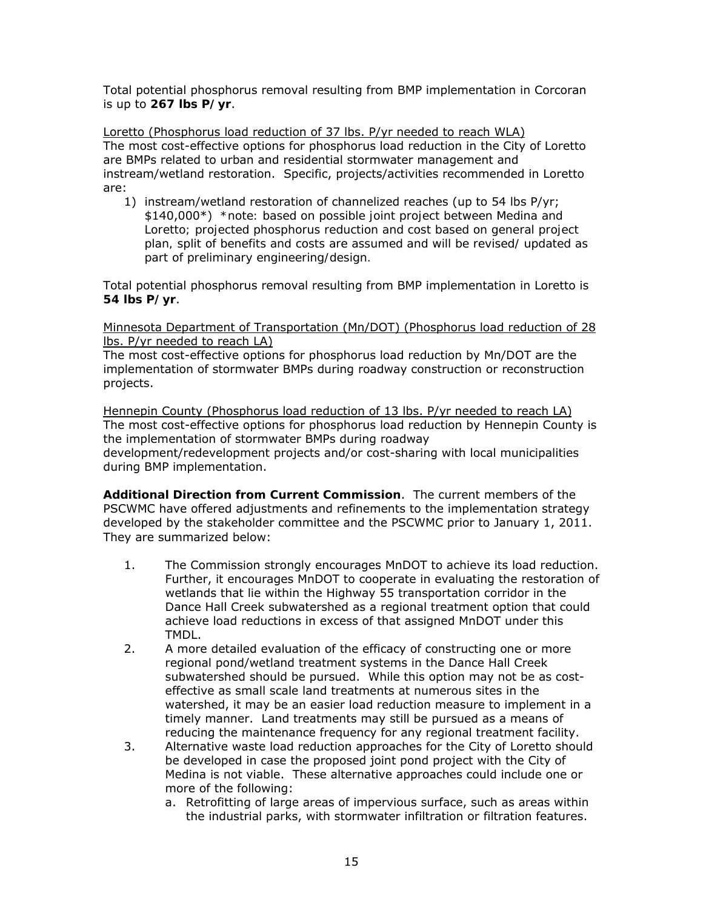Total potential phosphorus removal resulting from BMP implementation in Corcoran is up to **267 lbs P/yr**.

<u>Loretto (Phosphorus load reduction of 37 lbs. P/yr needed to reach WLA)</u>
The most cost-effective options for phosphorus load reduction in the City of Loretto are BMPs related to urban and residential stormwater management and instream/wetland restoration. Specific, projects/activities recommended in Loretto are:

1) instream/wetland restoration of channelized reaches (up to 54 lbs P/yr; $140,000*) *note: based on possible joint project between Medina and Loretto; projected phosphorus reduction and cost based on general project plan, split of benefits and costs are assumed and will be revised/updated as part of preliminary engineering/design.

Total potential phosphorus removal resulting from BMP implementation in Loretto is **54 lbs P/yr**.

<u>Minnesota Department of Transportation (Mn/DOT) (Phosphorus load reduction of 28 lbs. P/yr needed to reach LA)</u>
The most cost-effective options for phosphorus load reduction by Mn/DOT are the implementation of stormwater BMPs during roadway construction or reconstruction projects.

<u>Hennepin County (Phosphorus load reduction of 13 lbs. P/yr needed to reach LA)</u>
The most cost-effective options for phosphorus load reduction by Hennepin County is the implementation of stormwater BMPs during roadway development/redevelopment projects and/or cost-sharing with local municipalities during BMP implementation.

**Additional Direction from Current Commission**. The current members of the PSCWMC have offered adjustments and refinements to the implementation strategy developed by the stakeholder committee and the PSCWMC prior to January 1, 2011. They are summarized below:

1. The Commission strongly encourages MnDOT to achieve its load reduction. Further, it encourages MnDOT to cooperate in evaluating the restoration of wetlands that lie within the Highway 55 transportation corridor in the Dance Hall Creek subwatershed as a regional treatment option that could achieve load reductions in excess of that assigned MnDOT under this TMDL.
2. A more detailed evaluation of the efficacy of constructing one or more regional pond/wetland treatment systems in the Dance Hall Creek subwatershed should be pursued. While this option may not be as cost-effective as small scale land treatments at numerous sites in the watershed, it may be an easier load reduction measure to implement in a timely manner. Land treatments may still be pursued as a means of reducing the maintenance frequency for any regional treatment facility.
3. Alternative waste load reduction approaches for the City of Loretto should be developed in case the proposed joint pond project with the City of Medina is not viable. These alternative approaches could include one or more of the following:
   a. Retrofitting of large areas of impervious surface, such as areas within the industrial parks, with stormwater infiltration or filtration features.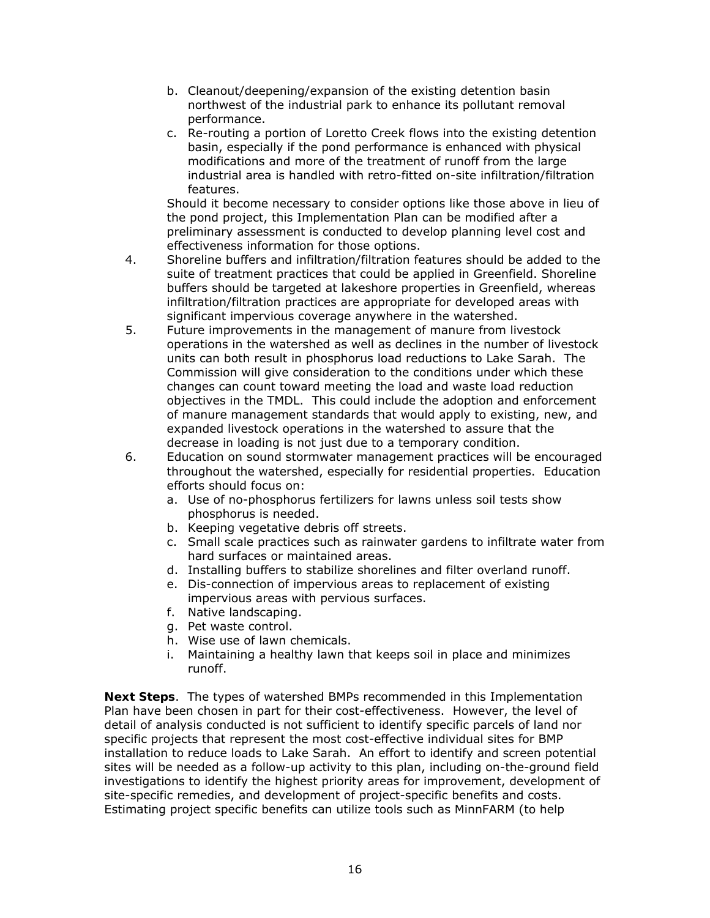b. Cleanout/deepening/expansion of the existing detention basin northwest of the industrial park to enhance its pollutant removal performance.
   c. Re-routing a portion of Loretto Creek flows into the existing detention basin, especially if the pond performance is enhanced with physical modifications and more of the treatment of runoff from the large industrial area is handled with retro-fitted on-site infiltration/filtration features.

   Should it become necessary to consider options like those above in lieu of the pond project, this Implementation Plan can be modified after a preliminary assessment is conducted to develop planning level cost and effectiveness information for those options.

4. Shoreline buffers and infiltration/filtration features should be added to the suite of treatment practices that could be applied in Greenfield. Shoreline buffers should be targeted at lakeshore properties in Greenfield, whereas infiltration/filtration practices are appropriate for developed areas with significant impervious coverage anywhere in the watershed.
5. Future improvements in the management of manure from livestock operations in the watershed as well as declines in the number of livestock units can both result in phosphorus load reductions to Lake Sarah. The Commission will give consideration to the conditions under which these changes can count toward meeting the load and waste load reduction objectives in the TMDL. This could include the adoption and enforcement of manure management standards that would apply to existing, new, and expanded livestock operations in the watershed to assure that the decrease in loading is not just due to a temporary condition.
6. Education on sound stormwater management practices will be encouraged throughout the watershed, especially for residential properties. Education efforts should focus on:
   a. Use of no-phosphorus fertilizers for lawns unless soil tests show phosphorus is needed.
   b. Keeping vegetative debris off streets.
   c. Small scale practices such as rainwater gardens to infiltrate water from hard surfaces or maintained areas.
   d. Installing buffers to stabilize shorelines and filter overland runoff.
   e. Dis-connection of impervious areas to replacement of existing impervious areas with pervious surfaces.
   f. Native landscaping.
   g. Pet waste control.
   h. Wise use of lawn chemicals.
   i. Maintaining a healthy lawn that keeps soil in place and minimizes runoff.

**Next Steps**. The types of watershed BMPs recommended in this Implementation Plan have been chosen in part for their cost-effectiveness. However, the level of detail of analysis conducted is not sufficient to identify specific parcels of land nor specific projects that represent the most cost-effective individual sites for BMP installation to reduce loads to Lake Sarah. An effort to identify and screen potential sites will be needed as a follow-up activity to this plan, including on-the-ground field investigations to identify the highest priority areas for improvement, development of site-specific remedies, and development of project-specific benefits and costs. Estimating project specific benefits can utilize tools such as MinnFARM (to help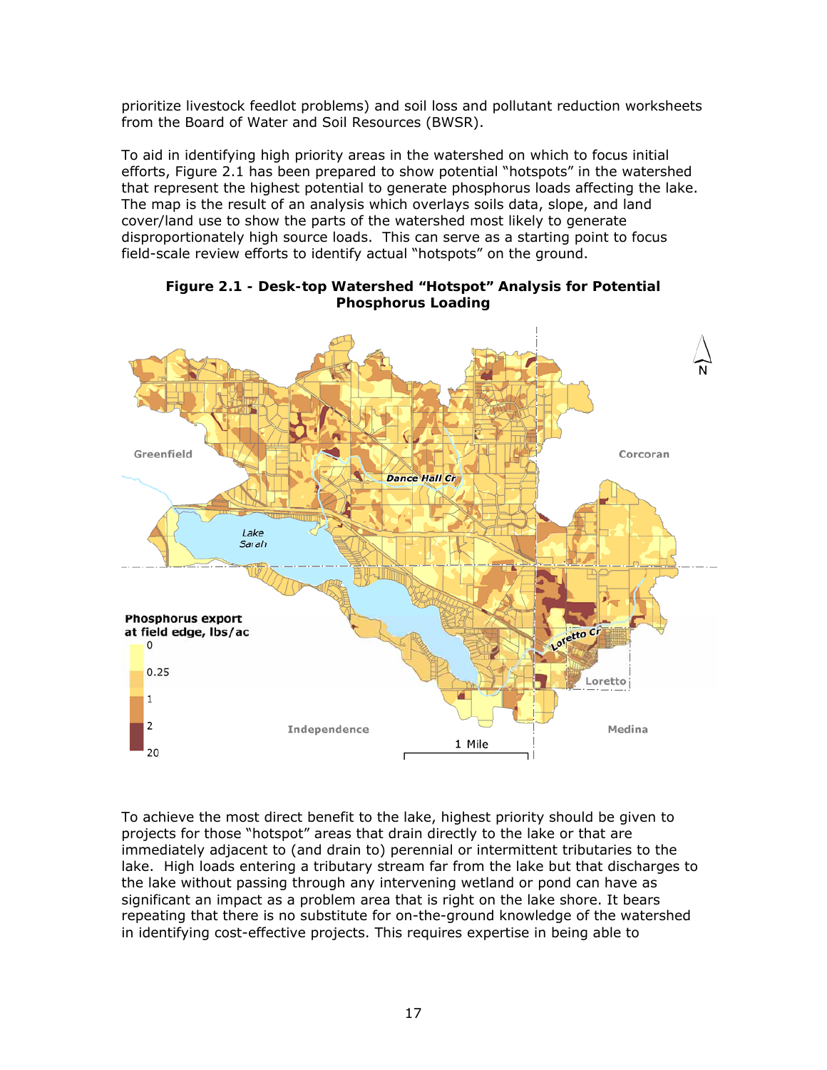prioritize livestock feedlot problems) and soil loss and pollutant reduction worksheets from the Board of Water and Soil Resources (BWSR).

To aid in identifying high priority areas in the watershed on which to focus initial efforts, Figure 2.1 has been prepared to show potential "hotspots" in the watershed that represent the highest potential to generate phosphorus loads affecting the lake. The map is the result of an analysis which overlays soils data, slope, and land cover/land use to show the parts of the watershed most likely to generate disproportionately high source loads. This can serve as a starting point to focus field-scale review efforts to identify actual "hotspots" on the ground.

**Figure 2.1 - Desk-top Watershed "Hotspot" Analysis for Potential Phosphorus Loading**

To achieve the most direct benefit to the lake, highest priority should be given to projects for those "hotspot" areas that drain directly to the lake or that are immediately adjacent to (and drain to) perennial or intermittent tributaries to the lake. High loads entering a tributary stream far from the lake but that discharges to the lake without passing through any intervening wetland or pond can have as significant an impact as a problem area that is right on the lake shore. It bears repeating that there is no substitute for on-the-ground knowledge of the watershed in identifying cost-effective projects. This requires expertise in being able to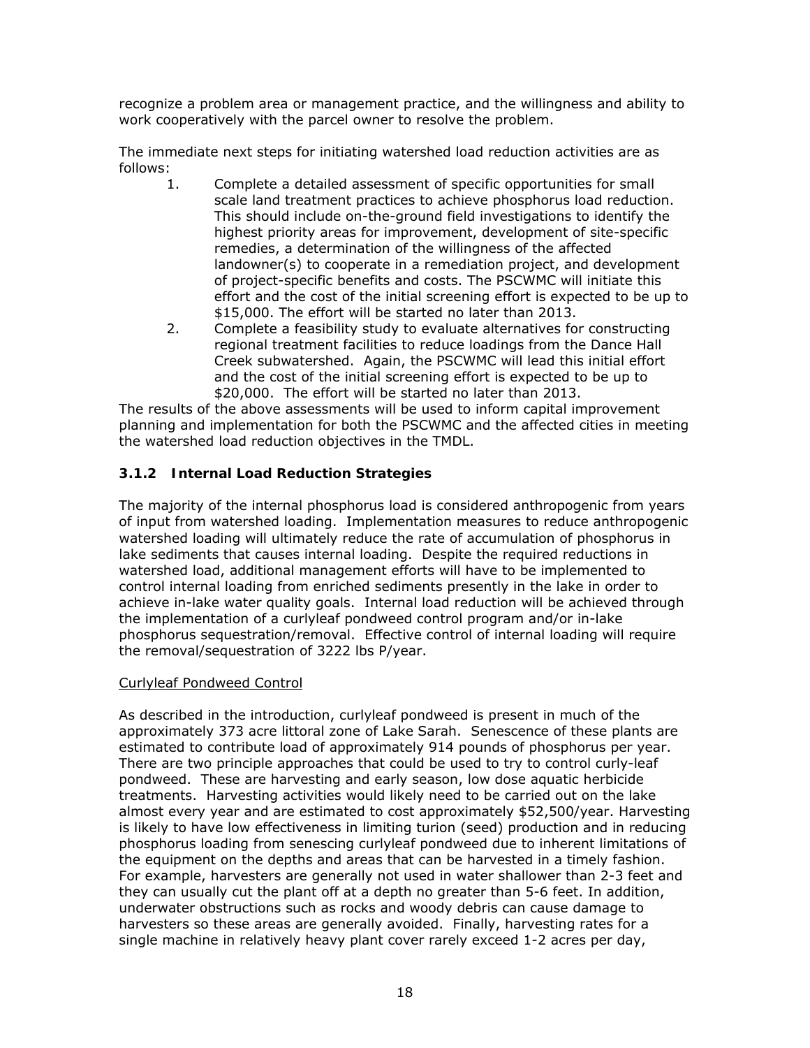recognize a problem area or management practice, and the willingness and ability to work cooperatively with the parcel owner to resolve the problem.

The immediate next steps for initiating watershed load reduction activities are as follows:

1. Complete a detailed assessment of specific opportunities for small scale land treatment practices to achieve phosphorus load reduction. This should include on-the-ground field investigations to identify the highest priority areas for improvement, development of site-specific remedies, a determination of the willingness of the affected landowner(s) to cooperate in a remediation project, and development of project-specific benefits and costs. The PSCWMC will initiate this effort and the cost of the initial screening effort is expected to be up to $15,000. The effort will be started no later than 2013.
2. Complete a feasibility study to evaluate alternatives for constructing regional treatment facilities to reduce loadings from the Dance Hall Creek subwatershed. Again, the PSCWMC will lead this initial effort and the cost of the initial screening effort is expected to be up to $20,000. The effort will be started no later than 2013.

The results of the above assessments will be used to inform capital improvement planning and implementation for both the PSCWMC and the affected cities in meeting the watershed load reduction objectives in the TMDL.

### 3.1.2 Internal Load Reduction Strategies

The majority of the internal phosphorus load is considered anthropogenic from years of input from watershed loading. Implementation measures to reduce anthropogenic watershed loading will ultimately reduce the rate of accumulation of phosphorus in lake sediments that causes internal loading. Despite the required reductions in watershed load, additional management efforts will have to be implemented to control internal loading from enriched sediments presently in the lake in order to achieve in-lake water quality goals. Internal load reduction will be achieved through the implementation of a curlyleaf pondweed control program and/or in-lake phosphorus sequestration/removal. Effective control of internal loading will require the removal/sequestration of 3222 lbs P/year.

Curlyleaf Pondweed Control

As described in the introduction, curlyleaf pondweed is present in much of the approximately 373 acre littoral zone of Lake Sarah. Senescence of these plants are estimated to contribute load of approximately 914 pounds of phosphorus per year. There are two principle approaches that could be used to try to control curly-leaf pondweed. These are harvesting and early season, low dose aquatic herbicide treatments. Harvesting activities would likely need to be carried out on the lake almost every year and are estimated to cost approximately $52,500/year. Harvesting is likely to have low effectiveness in limiting turion (seed) production and in reducing phosphorus loading from senescing curlyleaf pondweed due to inherent limitations of the equipment on the depths and areas that can be harvested in a timely fashion. For example, harvesters are generally not used in water shallower than 2-3 feet and they can usually cut the plant off at a depth no greater than 5-6 feet. In addition, underwater obstructions such as rocks and woody debris can cause damage to harvesters so these areas are generally avoided. Finally, harvesting rates for a single machine in relatively heavy plant cover rarely exceed 1-2 acres per day,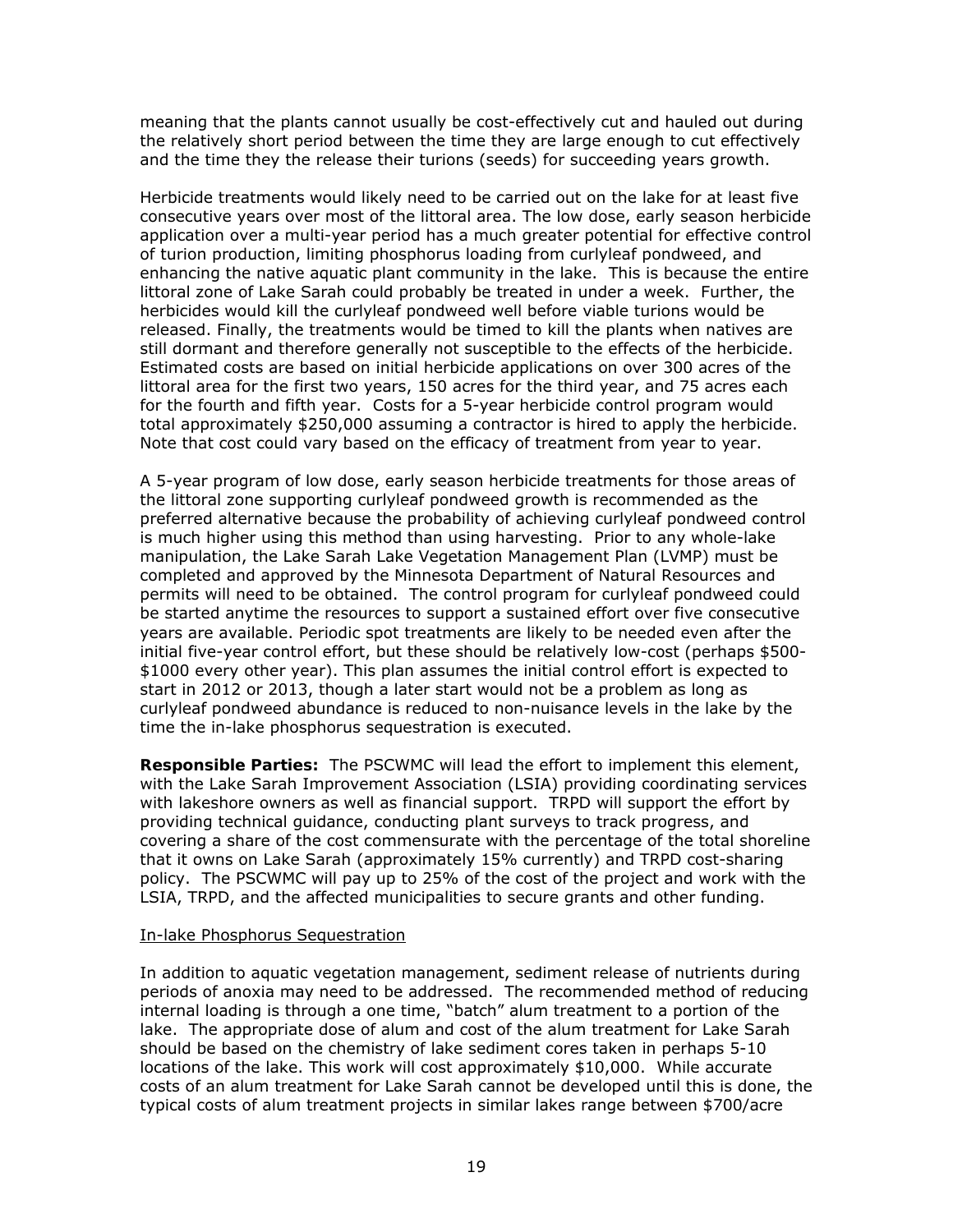meaning that the plants cannot usually be cost-effectively cut and hauled out during the relatively short period between the time they are large enough to cut effectively and the time they the release their turions (seeds) for succeeding years growth.

Herbicide treatments would likely need to be carried out on the lake for at least five consecutive years over most of the littoral area. The low dose, early season herbicide application over a multi-year period has a much greater potential for effective control of turion production, limiting phosphorus loading from curlyleaf pondweed, and enhancing the native aquatic plant community in the lake. This is because the entire littoral zone of Lake Sarah could probably be treated in under a week. Further, the herbicides would kill the curlyleaf pondweed well before viable turions would be released. Finally, the treatments would be timed to kill the plants when natives are still dormant and therefore generally not susceptible to the effects of the herbicide. Estimated costs are based on initial herbicide applications on over 300 acres of the littoral area for the first two years, 150 acres for the third year, and 75 acres each for the fourth and fifth year. Costs for a 5-year herbicide control program would total approximately $250,000 assuming a contractor is hired to apply the herbicide. Note that cost could vary based on the efficacy of treatment from year to year.

A 5-year program of low dose, early season herbicide treatments for those areas of the littoral zone supporting curlyleaf pondweed growth is recommended as the preferred alternative because the probability of achieving curlyleaf pondweed control is much higher using this method than using harvesting. Prior to any whole-lake manipulation, the Lake Sarah Lake Vegetation Management Plan (LVMP) must be completed and approved by the Minnesota Department of Natural Resources and permits will need to be obtained. The control program for curlyleaf pondweed could be started anytime the resources to support a sustained effort over five consecutive years are available. Periodic spot treatments are likely to be needed even after the initial five-year control effort, but these should be relatively low-cost (perhaps $500-$1000 every other year). This plan assumes the initial control effort is expected to start in 2012 or 2013, though a later start would not be a problem as long as curlyleaf pondweed abundance is reduced to non-nuisance levels in the lake by the time the in-lake phosphorus sequestration is executed.

**Responsible Parties:** The PSCWMC will lead the effort to implement this element, with the Lake Sarah Improvement Association (LSIA) providing coordinating services with lakeshore owners as well as financial support. TRPD will support the effort by providing technical guidance, conducting plant surveys to track progress, and covering a share of the cost commensurate with the percentage of the total shoreline that it owns on Lake Sarah (approximately 15% currently) and TRPD cost-sharing policy. The PSCWMC will pay up to 25% of the cost of the project and work with the LSIA, TRPD, and the affected municipalities to secure grants and other funding.

In-lake Phosphorus Sequestration

In addition to aquatic vegetation management, sediment release of nutrients during periods of anoxia may need to be addressed. The recommended method of reducing internal loading is through a one time, "batch" alum treatment to a portion of the lake. The appropriate dose of alum and cost of the alum treatment for Lake Sarah should be based on the chemistry of lake sediment cores taken in perhaps 5-10 locations of the lake. This work will cost approximately $10,000. While accurate costs of an alum treatment for Lake Sarah cannot be developed until this is done, the typical costs of alum treatment projects in similar lakes range between $700/acre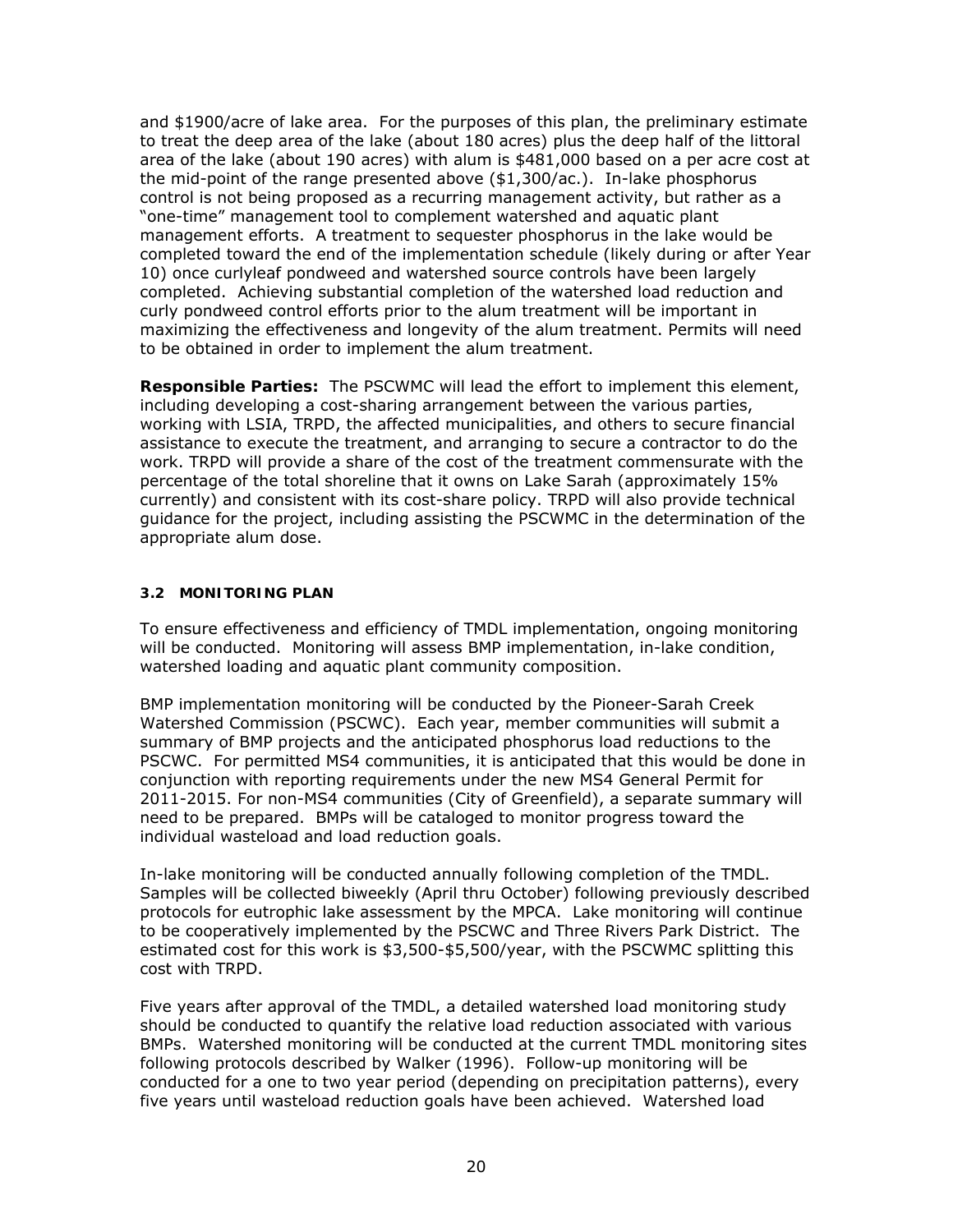and $1900/acre of lake area. For the purposes of this plan, the preliminary estimate to treat the deep area of the lake (about 180 acres) plus the deep half of the littoral area of the lake (about 190 acres) with alum is $481,000 based on a per acre cost at the mid-point of the range presented above ($1,300/ac.). In-lake phosphorus control is not being proposed as a recurring management activity, but rather as a "one-time" management tool to complement watershed and aquatic plant management efforts. A treatment to sequester phosphorus in the lake would be completed toward the end of the implementation schedule (likely during or after Year 10) once curlyleaf pondweed and watershed source controls have been largely completed. Achieving substantial completion of the watershed load reduction and curly pondweed control efforts prior to the alum treatment will be important in maximizing the effectiveness and longevity of the alum treatment. Permits will need to be obtained in order to implement the alum treatment.

**Responsible Parties:** The PSCWMC will lead the effort to implement this element, including developing a cost-sharing arrangement between the various parties, working with LSIA, TRPD, the affected municipalities, and others to secure financial assistance to execute the treatment, and arranging to secure a contractor to do the work. TRPD will provide a share of the cost of the treatment commensurate with the percentage of the total shoreline that it owns on Lake Sarah (approximately 15% currently) and consistent with its cost-share policy. TRPD will also provide technical guidance for the project, including assisting the PSCWMC in the determination of the appropriate alum dose.

### 3.2 MONITORING PLAN

To ensure effectiveness and efficiency of TMDL implementation, ongoing monitoring will be conducted. Monitoring will assess BMP implementation, in-lake condition, watershed loading and aquatic plant community composition.

BMP implementation monitoring will be conducted by the Pioneer-Sarah Creek Watershed Commission (PSCWC). Each year, member communities will submit a summary of BMP projects and the anticipated phosphorus load reductions to the PSCWC. For permitted MS4 communities, it is anticipated that this would be done in conjunction with reporting requirements under the new MS4 General Permit for 2011-2015. For non-MS4 communities (City of Greenfield), a separate summary will need to be prepared. BMPs will be cataloged to monitor progress toward the individual wasteload and load reduction goals.

In-lake monitoring will be conducted annually following completion of the TMDL. Samples will be collected biweekly (April thru October) following previously described protocols for eutrophic lake assessment by the MPCA. Lake monitoring will continue to be cooperatively implemented by the PSCWC and Three Rivers Park District. The estimated cost for this work is $3,500-$5,500/year, with the PSCWMC splitting this cost with TRPD.

Five years after approval of the TMDL, a detailed watershed load monitoring study should be conducted to quantify the relative load reduction associated with various BMPs. Watershed monitoring will be conducted at the current TMDL monitoring sites following protocols described by Walker (1996). Follow-up monitoring will be conducted for a one to two year period (depending on precipitation patterns), every five years until wasteload reduction goals have been achieved. Watershed load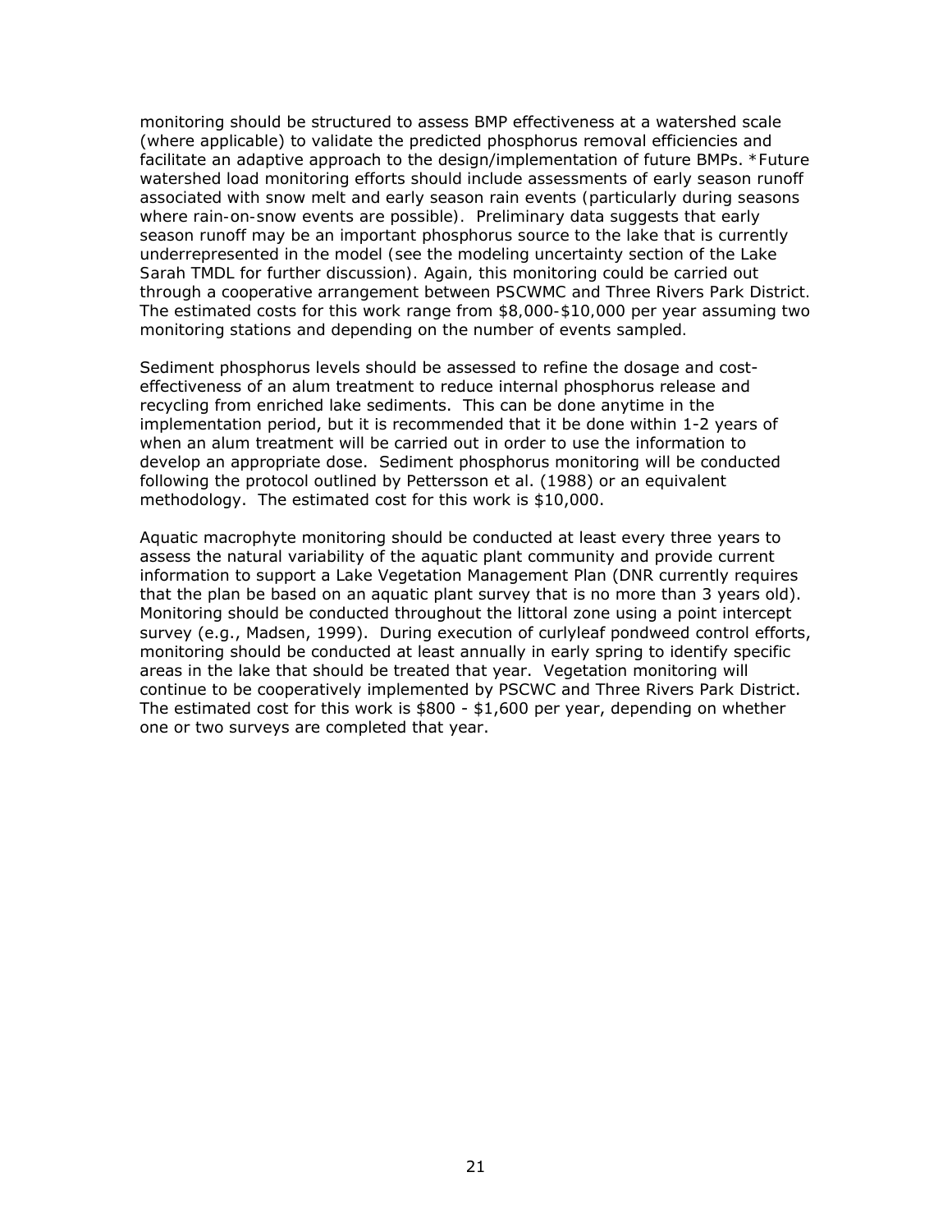monitoring should be structured to assess BMP effectiveness at a watershed scale (where applicable) to validate the predicted phosphorus removal efficiencies and facilitate an adaptive approach to the design/implementation of future BMPs. *Future watershed load monitoring efforts should include assessments of early season runoff associated with snow melt and early season rain events (particularly during seasons where rain-on-snow events are possible). Preliminary data suggests that early season runoff may be an important phosphorus source to the lake that is currently underrepresented in the model (see the modeling uncertainty section of the Lake Sarah TMDL for further discussion). Again, this monitoring could be carried out through a cooperative arrangement between PSCWMC and Three Rivers Park District. The estimated costs for this work range from $8,000-$10,000 per year assuming two monitoring stations and depending on the number of events sampled.

Sediment phosphorus levels should be assessed to refine the dosage and cost-effectiveness of an alum treatment to reduce internal phosphorus release and recycling from enriched lake sediments. This can be done anytime in the implementation period, but it is recommended that it be done within 1-2 years of when an alum treatment will be carried out in order to use the information to develop an appropriate dose. Sediment phosphorus monitoring will be conducted following the protocol outlined by Pettersson et al. (1988) or an equivalent methodology. The estimated cost for this work is $10,000.

Aquatic macrophyte monitoring should be conducted at least every three years to assess the natural variability of the aquatic plant community and provide current information to support a Lake Vegetation Management Plan (DNR currently requires that the plan be based on an aquatic plant survey that is no more than 3 years old). Monitoring should be conducted throughout the littoral zone using a point intercept survey (e.g., Madsen, 1999). During execution of curlyleaf pondweed control efforts, monitoring should be conducted at least annually in early spring to identify specific areas in the lake that should be treated that year. Vegetation monitoring will continue to be cooperatively implemented by PSCWC and Three Rivers Park District. The estimated cost for this work is $800 - $1,600 per year, depending on whether one or two surveys are completed that year.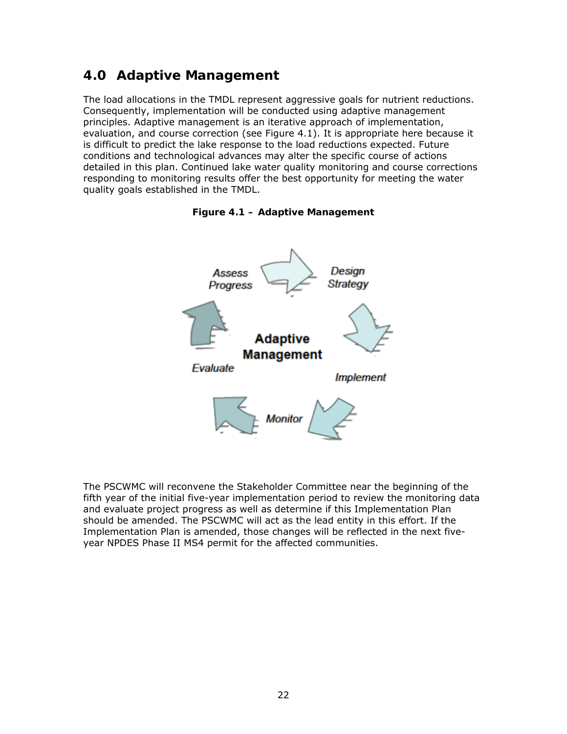## 4.0 Adaptive Management

The load allocations in the TMDL represent aggressive goals for nutrient reductions. Consequently, implementation will be conducted using adaptive management principles. Adaptive management is an iterative approach of implementation, evaluation, and course correction (see Figure 4.1). It is appropriate here because it is difficult to predict the lake response to the load reductions expected. Future conditions and technological advances may alter the specific course of actions detailed in this plan. Continued lake water quality monitoring and course corrections responding to monitoring results offer the best opportunity for meeting the water quality goals established in the TMDL.

**Figure 4.1 – Adaptive Management**

The PSCWMC will reconvene the Stakeholder Committee near the beginning of the fifth year of the initial five-year implementation period to review the monitoring data and evaluate project progress as well as determine if this Implementation Plan should be amended. The PSCWMC will act as the lead entity in this effort. If the Implementation Plan is amended, those changes will be reflected in the next five-year NPDES Phase II MS4 permit for the affected communities.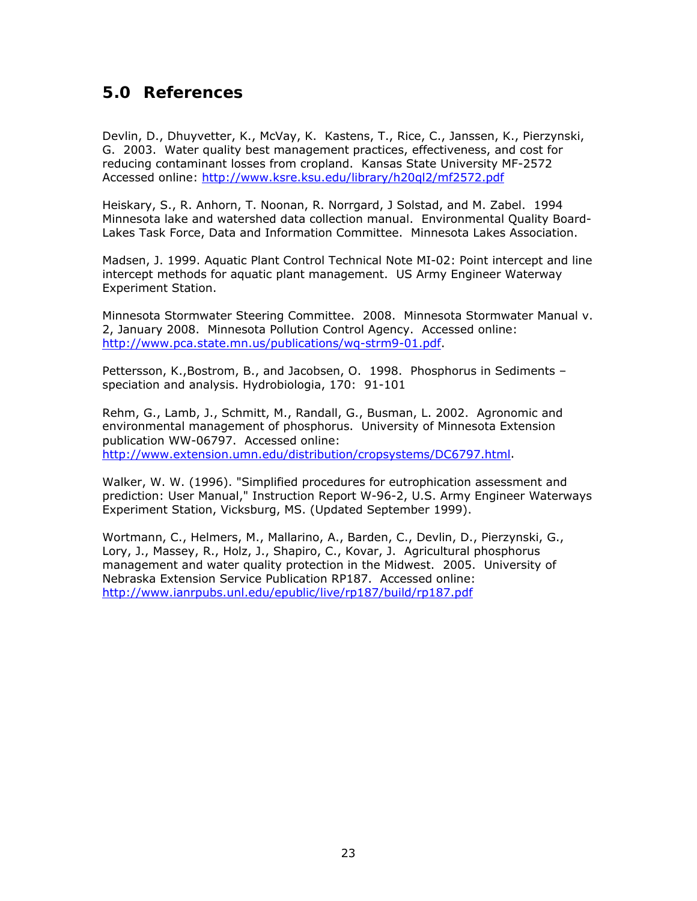## 5.0 References

Devlin, D., Dhuyvetter, K., McVay, K. Kastens, T., Rice, C., Janssen, K., Pierzynski, G. 2003. Water quality best management practices, effectiveness, and cost for reducing contaminant losses from cropland. Kansas State University MF-2572 Accessed online: http://www.ksre.ksu.edu/library/h20ql2/mf2572.pdf

Heiskary, S., R. Anhorn, T. Noonan, R. Norrgard, J Solstad, and M. Zabel. 1994 Minnesota lake and watershed data collection manual. Environmental Quality Board-Lakes Task Force, Data and Information Committee. Minnesota Lakes Association.

Madsen, J. 1999. Aquatic Plant Control Technical Note MI-02: Point intercept and line intercept methods for aquatic plant management. US Army Engineer Waterway Experiment Station.

Minnesota Stormwater Steering Committee. 2008. Minnesota Stormwater Manual v. 2, January 2008. Minnesota Pollution Control Agency. Accessed online: http://www.pca.state.mn.us/publications/wq-strm9-01.pdf.

Pettersson, K.,Bostrom, B., and Jacobsen, O. 1998. Phosphorus in Sediments – speciation and analysis. Hydrobiologia, 170: 91-101

Rehm, G., Lamb, J., Schmitt, M., Randall, G., Busman, L. 2002. Agronomic and environmental management of phosphorus. University of Minnesota Extension publication WW-06797. Accessed online: http://www.extension.umn.edu/distribution/cropsystems/DC6797.html.

Walker, W. W. (1996). "Simplified procedures for eutrophication assessment and prediction: User Manual," Instruction Report W-96-2, U.S. Army Engineer Waterways Experiment Station, Vicksburg, MS. (Updated September 1999).

Wortmann, C., Helmers, M., Mallarino, A., Barden, C., Devlin, D., Pierzynski, G., Lory, J., Massey, R., Holz, J., Shapiro, C., Kovar, J. Agricultural phosphorus management and water quality protection in the Midwest. 2005. University of Nebraska Extension Service Publication RP187. Accessed online: http://www.ianrpubs.unl.edu/epublic/live/rp187/build/rp187.pdf